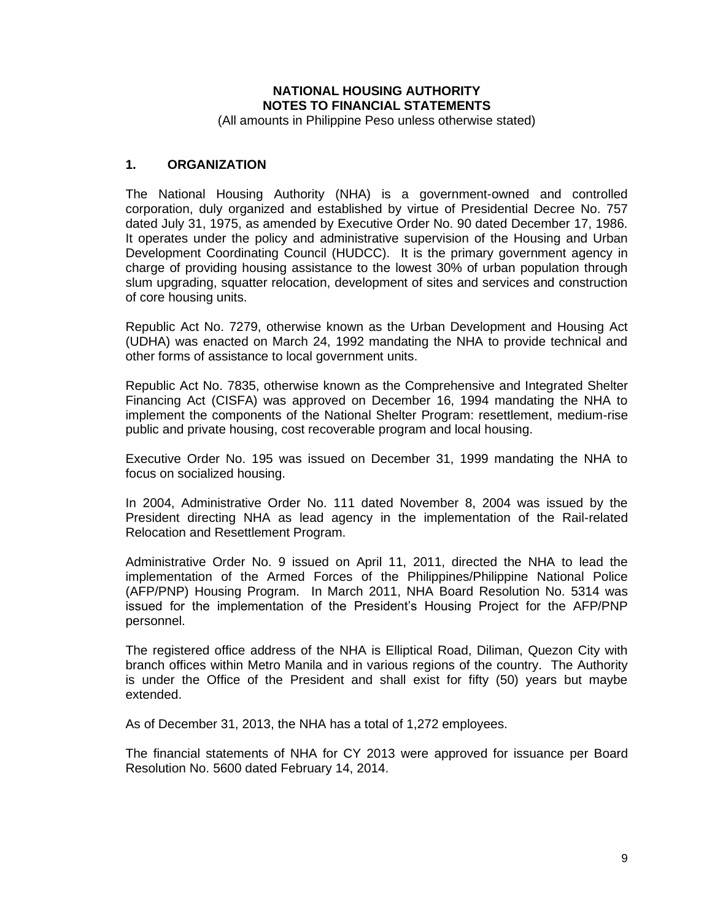# NATIONAL HOUSING AUTHORITY
## NOTES TO FINANCIAL STATEMENTS

(All amounts in Philippine Peso unless otherwise stated)

### 1. ORGANIZATION

The National Housing Authority (NHA) is a government-owned and controlled corporation, duly organized and established by virtue of Presidential Decree No. 757 dated July 31, 1975, as amended by Executive Order No. 90 dated December 17, 1986. It operates under the policy and administrative supervision of the Housing and Urban Development Coordinating Council (HUDCC). It is the primary government agency in charge of providing housing assistance to the lowest 30% of urban population through slum upgrading, squatter relocation, development of sites and services and construction of core housing units.

Republic Act No. 7279, otherwise known as the Urban Development and Housing Act (UDHA) was enacted on March 24, 1992 mandating the NHA to provide technical and other forms of assistance to local government units.

Republic Act No. 7835, otherwise known as the Comprehensive and Integrated Shelter Financing Act (CISFA) was approved on December 16, 1994 mandating the NHA to implement the components of the National Shelter Program: resettlement, medium-rise public and private housing, cost recoverable program and local housing.

Executive Order No. 195 was issued on December 31, 1999 mandating the NHA to focus on socialized housing.

In 2004, Administrative Order No. 111 dated November 8, 2004 was issued by the President directing NHA as lead agency in the implementation of the Rail-related Relocation and Resettlement Program.

Administrative Order No. 9 issued on April 11, 2011, directed the NHA to lead the implementation of the Armed Forces of the Philippines/Philippine National Police (AFP/PNP) Housing Program. In March 2011, NHA Board Resolution No. 5314 was issued for the implementation of the President's Housing Project for the AFP/PNP personnel.

The registered office address of the NHA is Elliptical Road, Diliman, Quezon City with branch offices within Metro Manila and in various regions of the country. The Authority is under the Office of the President and shall exist for fifty (50) years but maybe extended.

As of December 31, 2013, the NHA has a total of 1,272 employees.

The financial statements of NHA for CY 2013 were approved for issuance per Board Resolution No. 5600 dated February 14, 2014.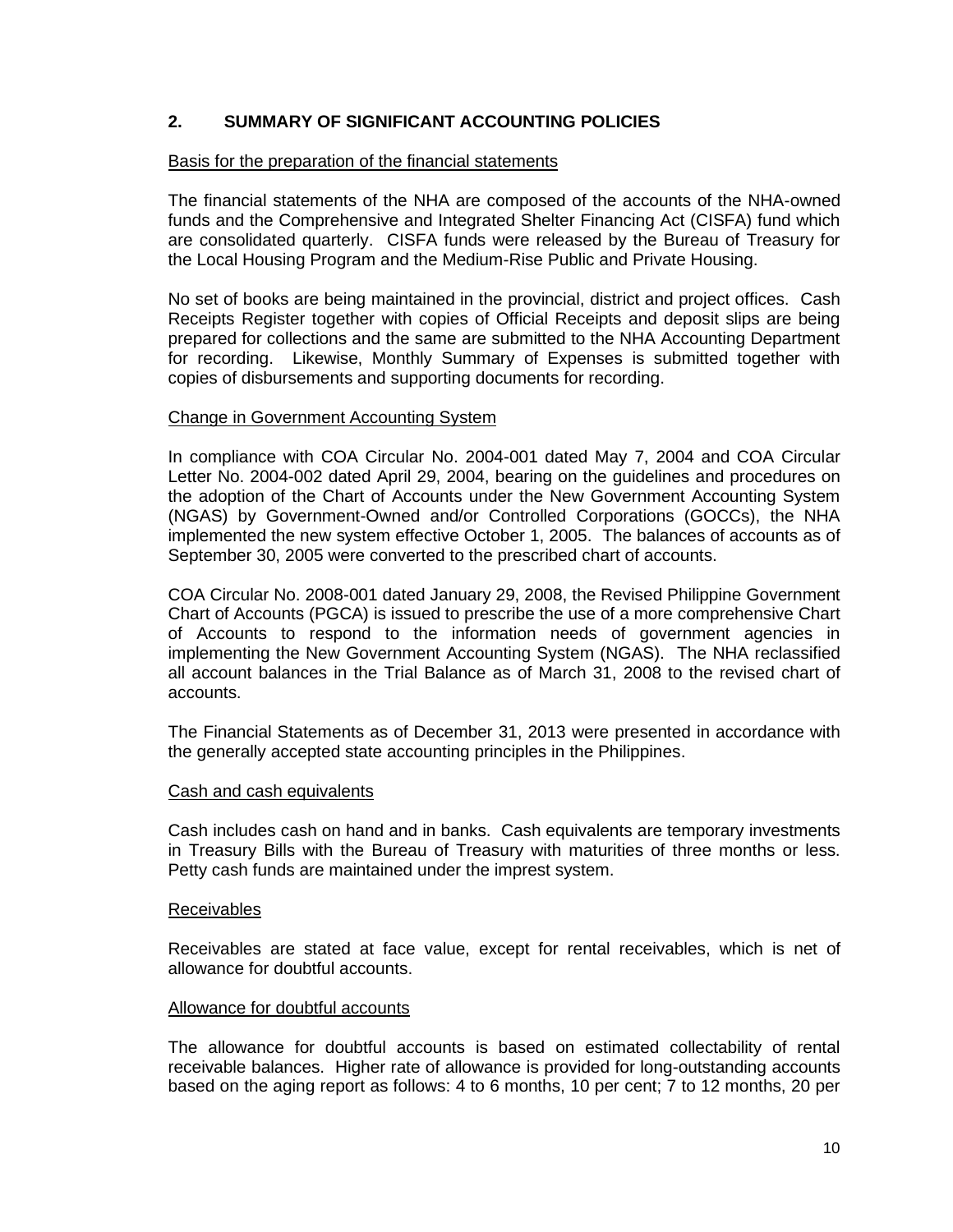## 2. SUMMARY OF SIGNIFICANT ACCOUNTING POLICIES

Basis for the preparation of the financial statements

The financial statements of the NHA are composed of the accounts of the NHA-owned funds and the Comprehensive and Integrated Shelter Financing Act (CISFA) fund which are consolidated quarterly. CISFA funds were released by the Bureau of Treasury for the Local Housing Program and the Medium-Rise Public and Private Housing.

No set of books are being maintained in the provincial, district and project offices. Cash Receipts Register together with copies of Official Receipts and deposit slips are being prepared for collections and the same are submitted to the NHA Accounting Department for recording. Likewise, Monthly Summary of Expenses is submitted together with copies of disbursements and supporting documents for recording.

Change in Government Accounting System

In compliance with COA Circular No. 2004-001 dated May 7, 2004 and COA Circular Letter No. 2004-002 dated April 29, 2004, bearing on the guidelines and procedures on the adoption of the Chart of Accounts under the New Government Accounting System (NGAS) by Government-Owned and/or Controlled Corporations (GOCCs), the NHA implemented the new system effective October 1, 2005. The balances of accounts as of September 30, 2005 were converted to the prescribed chart of accounts.

COA Circular No. 2008-001 dated January 29, 2008, the Revised Philippine Government Chart of Accounts (PGCA) is issued to prescribe the use of a more comprehensive Chart of Accounts to respond to the information needs of government agencies in implementing the New Government Accounting System (NGAS). The NHA reclassified all account balances in the Trial Balance as of March 31, 2008 to the revised chart of accounts.

The Financial Statements as of December 31, 2013 were presented in accordance with the generally accepted state accounting principles in the Philippines.

Cash and cash equivalents

Cash includes cash on hand and in banks. Cash equivalents are temporary investments in Treasury Bills with the Bureau of Treasury with maturities of three months or less. Petty cash funds are maintained under the imprest system.

Receivables

Receivables are stated at face value, except for rental receivables, which is net of allowance for doubtful accounts.

Allowance for doubtful accounts

The allowance for doubtful accounts is based on estimated collectability of rental receivable balances. Higher rate of allowance is provided for long-outstanding accounts based on the aging report as follows: 4 to 6 months, 10 per cent; 7 to 12 months, 20 per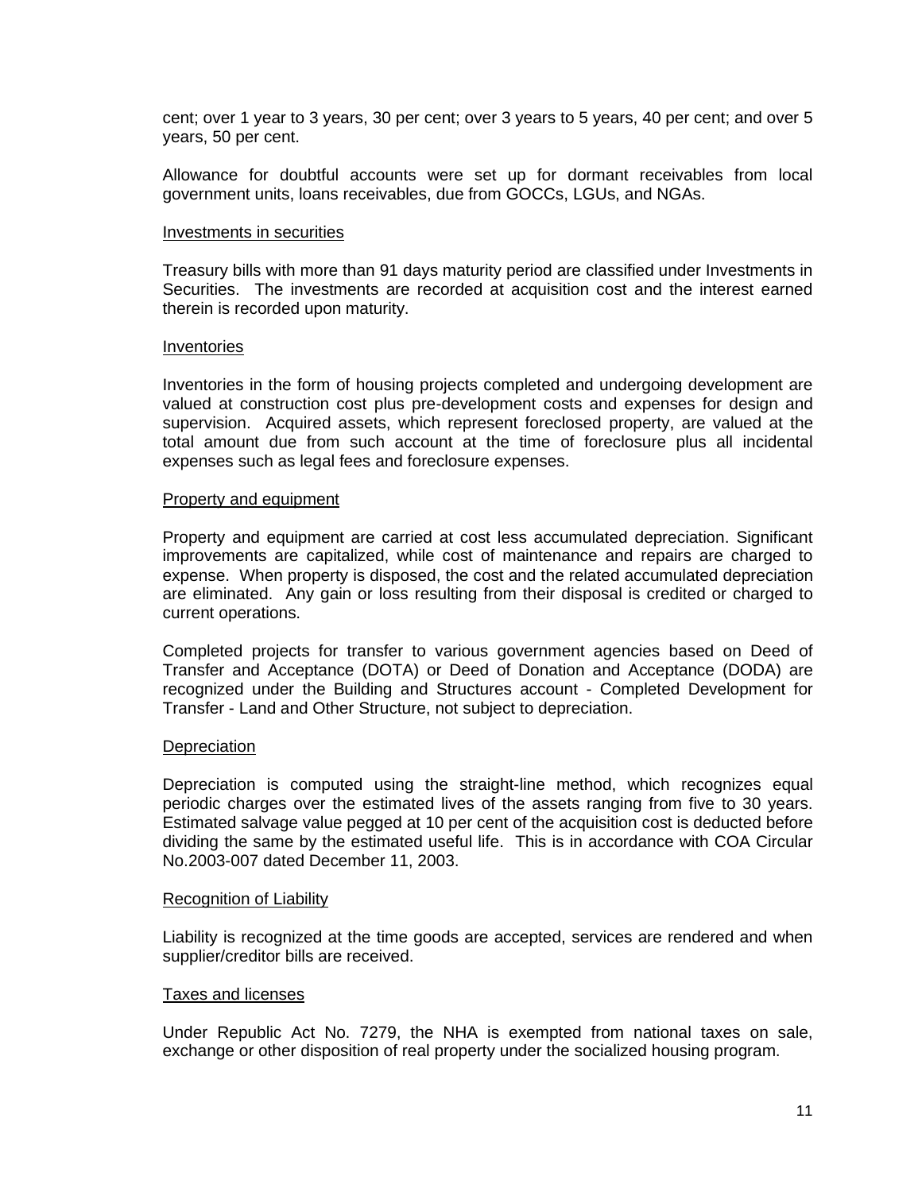cent; over 1 year to 3 years, 30 per cent; over 3 years to 5 years, 40 per cent; and over 5 years, 50 per cent.

Allowance for doubtful accounts were set up for dormant receivables from local government units, loans receivables, due from GOCCs, LGUs, and NGAs.

Investments in securities

Treasury bills with more than 91 days maturity period are classified under Investments in Securities. The investments are recorded at acquisition cost and the interest earned therein is recorded upon maturity.

Inventories

Inventories in the form of housing projects completed and undergoing development are valued at construction cost plus pre-development costs and expenses for design and supervision. Acquired assets, which represent foreclosed property, are valued at the total amount due from such account at the time of foreclosure plus all incidental expenses such as legal fees and foreclosure expenses.

Property and equipment

Property and equipment are carried at cost less accumulated depreciation. Significant improvements are capitalized, while cost of maintenance and repairs are charged to expense. When property is disposed, the cost and the related accumulated depreciation are eliminated. Any gain or loss resulting from their disposal is credited or charged to current operations.

Completed projects for transfer to various government agencies based on Deed of Transfer and Acceptance (DOTA) or Deed of Donation and Acceptance (DODA) are recognized under the Building and Structures account - Completed Development for Transfer - Land and Other Structure, not subject to depreciation.

Depreciation

Depreciation is computed using the straight-line method, which recognizes equal periodic charges over the estimated lives of the assets ranging from five to 30 years. Estimated salvage value pegged at 10 per cent of the acquisition cost is deducted before dividing the same by the estimated useful life. This is in accordance with COA Circular No.2003-007 dated December 11, 2003.

Recognition of Liability

Liability is recognized at the time goods are accepted, services are rendered and when supplier/creditor bills are received.

Taxes and licenses

Under Republic Act No. 7279, the NHA is exempted from national taxes on sale, exchange or other disposition of real property under the socialized housing program.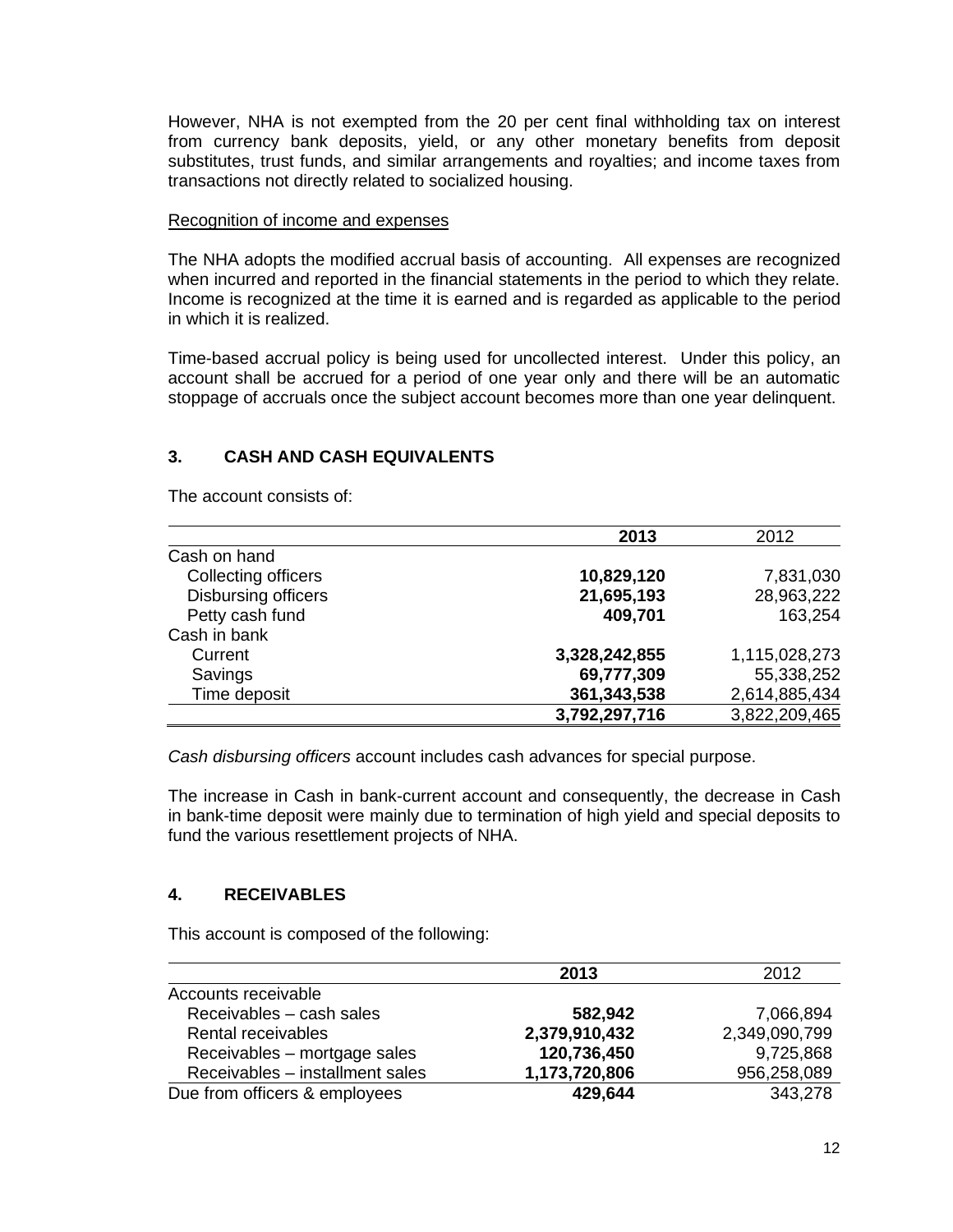However, NHA is not exempted from the 20 per cent final withholding tax on interest from currency bank deposits, yield, or any other monetary benefits from deposit substitutes, trust funds, and similar arrangements and royalties; and income taxes from transactions not directly related to socialized housing.

Recognition of income and expenses

The NHA adopts the modified accrual basis of accounting. All expenses are recognized when incurred and reported in the financial statements in the period to which they relate. Income is recognized at the time it is earned and is regarded as applicable to the period in which it is realized.

Time-based accrual policy is being used for uncollected interest. Under this policy, an account shall be accrued for a period of one year only and there will be an automatic stoppage of accruals once the subject account becomes more than one year delinquent.

## 3. CASH AND CASH EQUIVALENTS

The account consists of:

| | **2013** | 2012 |
|---|---|---|
| Cash on hand | | |
| Collecting officers | **10,829,120** | 7,831,030 |
| Disbursing officers | **21,695,193** | 28,963,222 |
| Petty cash fund | **409,701** | 163,254 |
| Cash in bank | | |
| Current | **3,328,242,855** | 1,115,028,273 |
| Savings | **69,777,309** | 55,338,252 |
| Time deposit | **361,343,538** | 2,614,885,434 |
| | **3,792,297,716** | 3,822,209,465 |

*Cash disbursing officers* account includes cash advances for special purpose.

The increase in Cash in bank-current account and consequently, the decrease in Cash in bank-time deposit were mainly due to termination of high yield and special deposits to fund the various resettlement projects of NHA.

## 4. RECEIVABLES

This account is composed of the following:

| | **2013** | 2012 |
|---|---|---|
| Accounts receivable | | |
| Receivables – cash sales | **582,942** | 7,066,894 |
| Rental receivables | **2,379,910,432** | 2,349,090,799 |
| Receivables – mortgage sales | **120,736,450** | 9,725,868 |
| Receivables – installment sales | **1,173,720,806** | 956,258,089 |
| Due from officers & employees | **429,644** | 343,278 |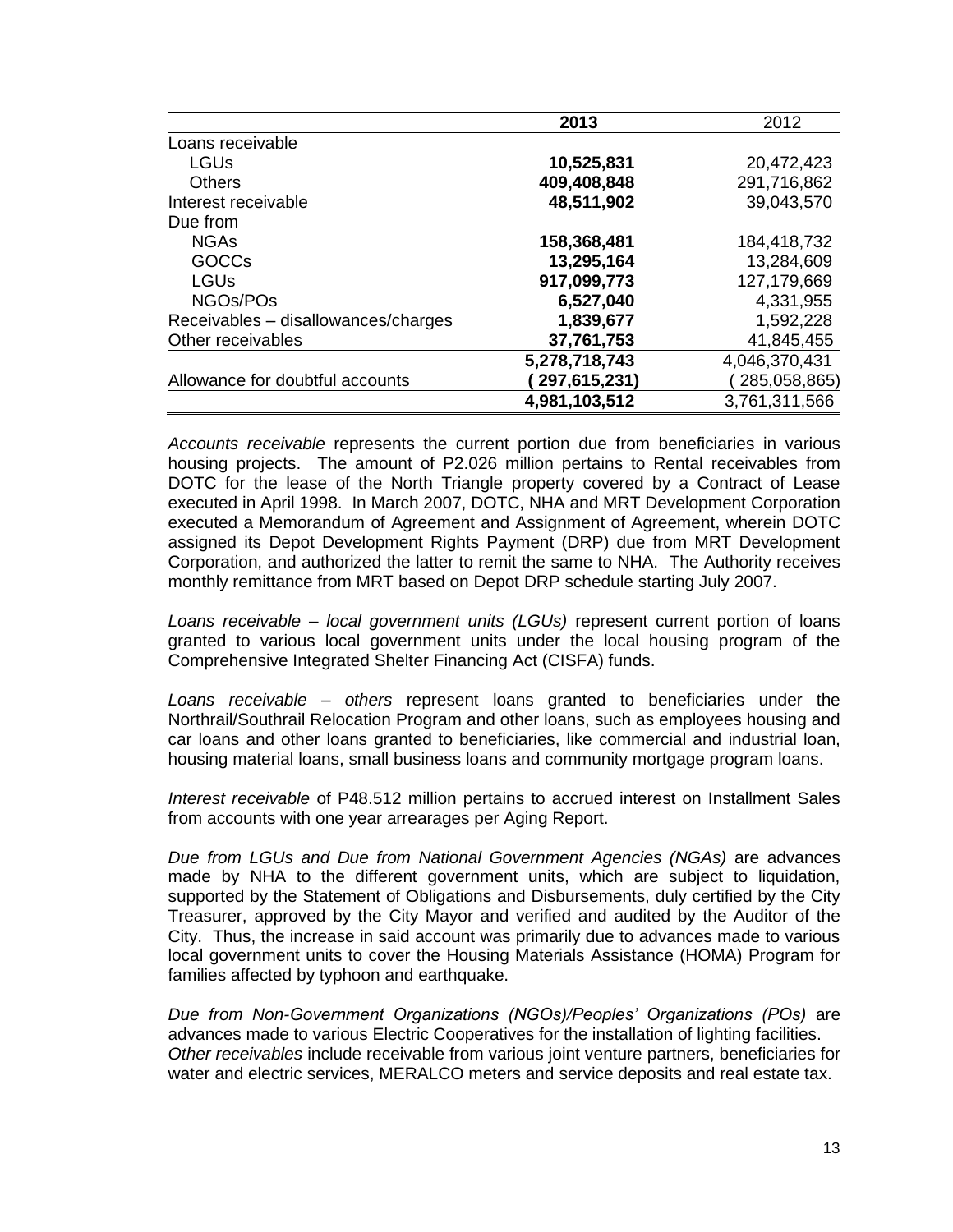| | **2013** | 2012 |
|---|---|---|
| Loans receivable | | |
| LGUs | **10,525,831** | 20,472,423 |
| Others | **409,408,848** | 291,716,862 |
| Interest receivable | **48,511,902** | 39,043,570 |
| Due from | | |
| NGAs | **158,368,481** | 184,418,732 |
| GOCCs | **13,295,164** | 13,284,609 |
| LGUs | **917,099,773** | 127,179,669 |
| NGOs/POs | **6,527,040** | 4,331,955 |
| Receivables – disallowances/charges | **1,839,677** | 1,592,228 |
| Other receivables | **37,761,753** | 41,845,455 |
| | **5,278,718,743** | 4,046,370,431 |
| Allowance for doubtful accounts | **( 297,615,231)** | ( 285,058,865) |
| | **4,981,103,512** | 3,761,311,566 |

*Accounts receivable* represents the current portion due from beneficiaries in various housing projects. The amount of P2.026 million pertains to Rental receivables from DOTC for the lease of the North Triangle property covered by a Contract of Lease executed in April 1998. In March 2007, DOTC, NHA and MRT Development Corporation executed a Memorandum of Agreement and Assignment of Agreement, wherein DOTC assigned its Depot Development Rights Payment (DRP) due from MRT Development Corporation, and authorized the latter to remit the same to NHA. The Authority receives monthly remittance from MRT based on Depot DRP schedule starting July 2007.

*Loans receivable – local government units (LGUs)* represent current portion of loans granted to various local government units under the local housing program of the Comprehensive Integrated Shelter Financing Act (CISFA) funds.

*Loans receivable – others* represent loans granted to beneficiaries under the Northrail/Southrail Relocation Program and other loans, such as employees housing and car loans and other loans granted to beneficiaries, like commercial and industrial loan, housing material loans, small business loans and community mortgage program loans.

*Interest receivable* of P48.512 million pertains to accrued interest on Installment Sales from accounts with one year arrearages per Aging Report.

*Due from LGUs and Due from National Government Agencies (NGAs)* are advances made by NHA to the different government units, which are subject to liquidation, supported by the Statement of Obligations and Disbursements, duly certified by the City Treasurer, approved by the City Mayor and verified and audited by the Auditor of the City. Thus, the increase in said account was primarily due to advances made to various local government units to cover the Housing Materials Assistance (HOMA) Program for families affected by typhoon and earthquake.

*Due from Non-Government Organizations (NGOs)/Peoples' Organizations (POs)* are advances made to various Electric Cooperatives for the installation of lighting facilities. *Other receivables* include receivable from various joint venture partners, beneficiaries for water and electric services, MERALCO meters and service deposits and real estate tax.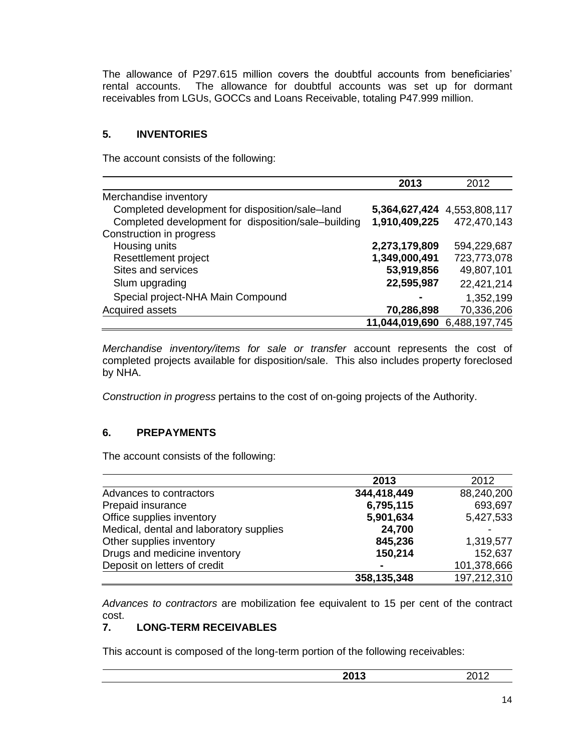The allowance of P297.615 million covers the doubtful accounts from beneficiaries' rental accounts. The allowance for doubtful accounts was set up for dormant receivables from LGUs, GOCCs and Loans Receivable, totaling P47.999 million.

## 5. INVENTORIES

The account consists of the following:

| | **2013** | 2012 |
|---|---|---|
| Merchandise inventory | | |
| Completed development for disposition/sale–land | **5,364,627,424** | 4,553,808,117 |
| Completed development for disposition/sale–building | **1,910,409,225** | 472,470,143 |
| Construction in progress | | |
| Housing units | **2,273,179,809** | 594,229,687 |
| Resettlement project | **1,349,000,491** | 723,773,078 |
| Sites and services | **53,919,856** | 49,807,101 |
| Slum upgrading | **22,595,987** | 22,421,214 |
| Special project-NHA Main Compound | **-** | 1,352,199 |
| Acquired assets | **70,286,898** | 70,336,206 |
| | **11,044,019,690** | 6,488,197,745 |

*Merchandise inventory/items for sale or transfer* account represents the cost of completed projects available for disposition/sale. This also includes property foreclosed by NHA.

*Construction in progress* pertains to the cost of on-going projects of the Authority.

## 6. PREPAYMENTS

The account consists of the following:

| | **2013** | 2012 |
|---|---|---|
| Advances to contractors | **344,418,449** | 88,240,200 |
| Prepaid insurance | **6,795,115** | 693,697 |
| Office supplies inventory | **5,901,634** | 5,427,533 |
| Medical, dental and laboratory supplies | **24,700** | - |
| Other supplies inventory | **845,236** | 1,319,577 |
| Drugs and medicine inventory | **150,214** | 152,637 |
| Deposit on letters of credit | **-** | 101,378,666 |
| | **358,135,348** | 197,212,310 |

*Advances to contractors* are mobilization fee equivalent to 15 per cent of the contract cost.

## 7. LONG-TERM RECEIVABLES

This account is composed of the long-term portion of the following receivables:

| | **2013** | 2012 |
|---|---|---|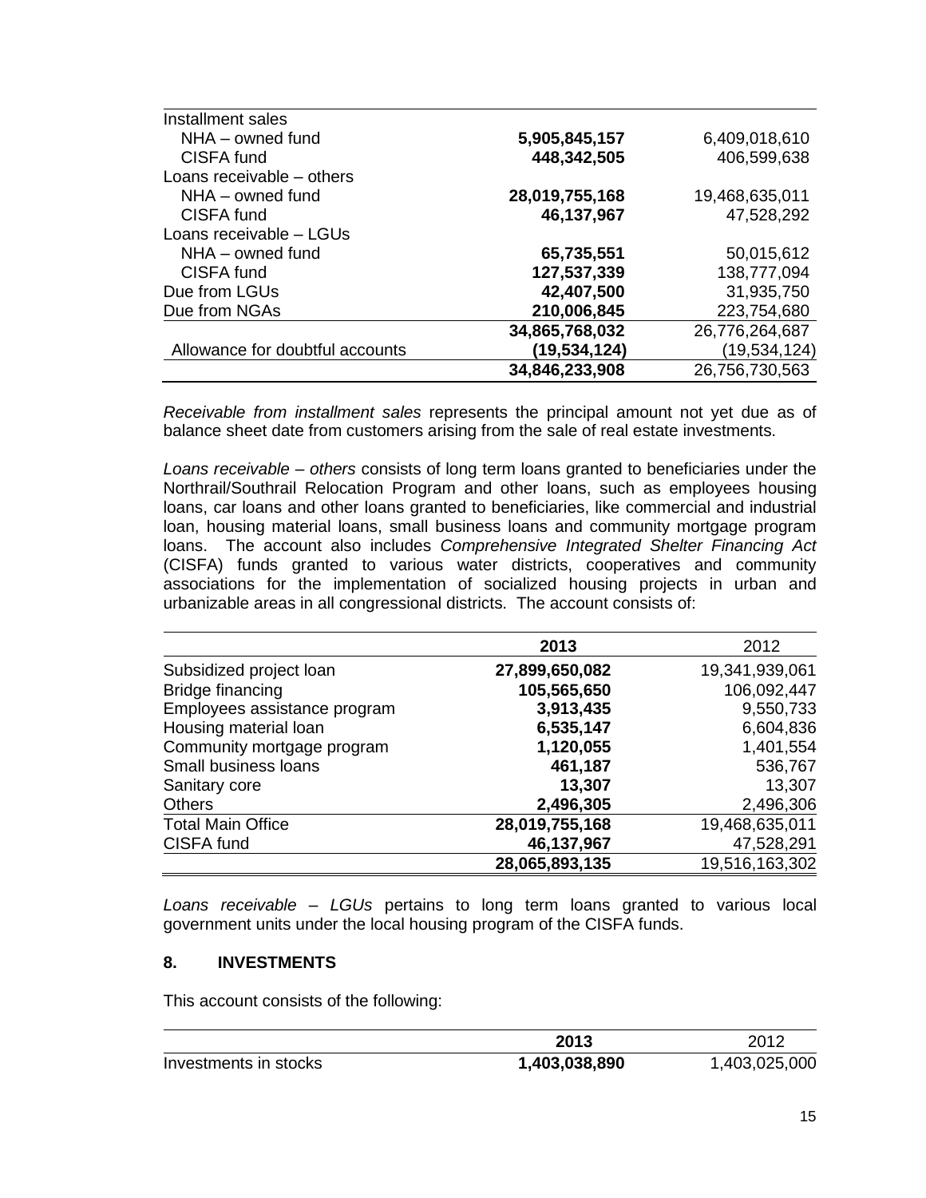| | | |
|---|---|---|
| Installment sales | | |
| NHA – owned fund | **5,905,845,157** | 6,409,018,610 |
| CISFA fund | **448,342,505** | 406,599,638 |
| Loans receivable – others | | |
| NHA – owned fund | **28,019,755,168** | 19,468,635,011 |
| CISFA fund | **46,137,967** | 47,528,292 |
| Loans receivable – LGUs | | |
| NHA – owned fund | **65,735,551** | 50,015,612 |
| CISFA fund | **127,537,339** | 138,777,094 |
| Due from LGUs | **42,407,500** | 31,935,750 |
| Due from NGAs | **210,006,845** | 223,754,680 |
| | **34,865,768,032** | 26,776,264,687 |
| Allowance for doubtful accounts | **(19,534,124)** | (19,534,124) |
| | **34,846,233,908** | 26,756,730,563 |

*Receivable from installment sales* represents the principal amount not yet due as of balance sheet date from customers arising from the sale of real estate investments.

*Loans receivable – others* consists of long term loans granted to beneficiaries under the Northrail/Southrail Relocation Program and other loans, such as employees housing loans, car loans and other loans granted to beneficiaries, like commercial and industrial loan, housing material loans, small business loans and community mortgage program loans. The account also includes *Comprehensive Integrated Shelter Financing Act* (CISFA) funds granted to various water districts, cooperatives and community associations for the implementation of socialized housing projects in urban and urbanizable areas in all congressional districts. The account consists of:

| | 2013 | 2012 |
|---|---|---|
| Subsidized project loan | **27,899,650,082** | 19,341,939,061 |
| Bridge financing | **105,565,650** | 106,092,447 |
| Employees assistance program | **3,913,435** | 9,550,733 |
| Housing material loan | **6,535,147** | 6,604,836 |
| Community mortgage program | **1,120,055** | 1,401,554 |
| Small business loans | **461,187** | 536,767 |
| Sanitary core | **13,307** | 13,307 |
| Others | **2,496,305** | 2,496,306 |
| Total Main Office | **28,019,755,168** | 19,468,635,011 |
| CISFA fund | **46,137,967** | 47,528,291 |
| | **28,065,893,135** | 19,516,163,302 |

*Loans receivable – LGUs* pertains to long term loans granted to various local government units under the local housing program of the CISFA funds.

## 8. INVESTMENTS

This account consists of the following:

| | 2013 | 2012 |
|---|---|---|
| Investments in stocks | **1,403,038,890** | 1,403,025,000 |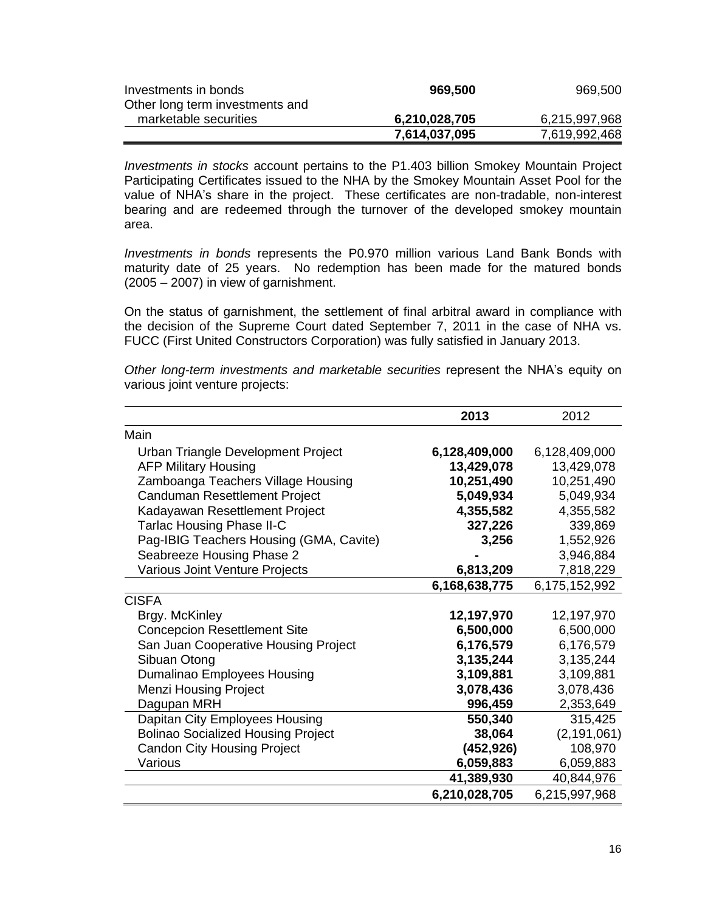| | | |
|---|---|---|
| Investments in bonds | **969,500** | 969,500 |
| Other long term investments and marketable securities | **6,210,028,705** | 6,215,997,968 |
| | **7,614,037,095** | 7,619,992,468 |

*Investments in stocks* account pertains to the P1.403 billion Smokey Mountain Project Participating Certificates issued to the NHA by the Smokey Mountain Asset Pool for the value of NHA's share in the project. These certificates are non-tradable, non-interest bearing and are redeemed through the turnover of the developed smokey mountain area.

*Investments in bonds* represents the P0.970 million various Land Bank Bonds with maturity date of 25 years. No redemption has been made for the matured bonds (2005 – 2007) in view of garnishment.

On the status of garnishment, the settlement of final arbitral award in compliance with the decision of the Supreme Court dated September 7, 2011 in the case of NHA vs. FUCC (First United Constructors Corporation) was fully satisfied in January 2013.

*Other long-term investments and marketable securities* represent the NHA's equity on various joint venture projects:

| | **2013** | 2012 |
|---|---|---|
| Main | | |
| Urban Triangle Development Project | **6,128,409,000** | 6,128,409,000 |
| AFP Military Housing | **13,429,078** | 13,429,078 |
| Zamboanga Teachers Village Housing | **10,251,490** | 10,251,490 |
| Canduman Resettlement Project | **5,049,934** | 5,049,934 |
| Kadayawan Resettlement Project | **4,355,582** | 4,355,582 |
| Tarlac Housing Phase II-C | **327,226** | 339,869 |
| Pag-IBIG Teachers Housing (GMA, Cavite) | **3,256** | 1,552,926 |
| Seabreeze Housing Phase 2 | **-** | 3,946,884 |
| Various Joint Venture Projects | **6,813,209** | 7,818,229 |
| | **6,168,638,775** | 6,175,152,992 |
| CISFA | | |
| Brgy. McKinley | **12,197,970** | 12,197,970 |
| Concepcion Resettlement Site | **6,500,000** | 6,500,000 |
| San Juan Cooperative Housing Project | **6,176,579** | 6,176,579 |
| Sibuan Otong | **3,135,244** | 3,135,244 |
| Dumalinao Employees Housing | **3,109,881** | 3,109,881 |
| Menzi Housing Project | **3,078,436** | 3,078,436 |
| Dagupan MRH | **996,459** | 2,353,649 |
| Dapitan City Employees Housing | **550,340** | 315,425 |
| Bolinao Socialized Housing Project | **38,064** | (2,191,061) |
| Candon City Housing Project | **(452,926)** | 108,970 |
| Various | **6,059,883** | 6,059,883 |
| | **41,389,930** | 40,844,976 |
| | **6,210,028,705** | 6,215,997,968 |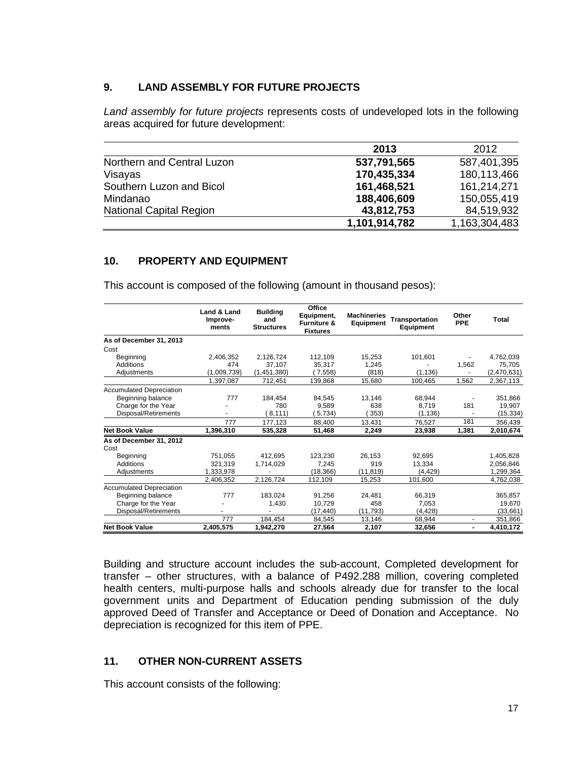## 9. LAND ASSEMBLY FOR FUTURE PROJECTS

*Land assembly for future projects* represents costs of undeveloped lots in the following areas acquired for future development:

| | **2013** | 2012 |
|---|---|---|
| Northern and Central Luzon | **537,791,565** | 587,401,395 |
| Visayas | **170,435,334** | 180,113,466 |
| Southern Luzon and Bicol | **161,468,521** | 161,214,271 |
| Mindanao | **188,406,609** | 150,055,419 |
| National Capital Region | **43,812,753** | 84,519,932 |
| | **1,101,914,782** | 1,163,304,483 |

## 10. PROPERTY AND EQUIPMENT

This account is composed of the following (amount in thousand pesos):

| | **Land & Land Improve-ments** | **Building and Structures** | **Office Equipment, Furniture & Fixtures** | **Machineries Equipment** | **Transportation Equipment** | **Other PPE** | **Total** |
|---|---|---|---|---|---|---|---|
| **As of December 31, 2013** | | | | | | | |
| Cost | | | | | | | |
| Beginning | 2,406,352 | 2,126,724 | 112,109 | 15,253 | 101,601 | - | 4,762,039 |
| Additions | 474 | 37,107 | 35,317 | 1,245 | - | 1,562 | 75,705 |
| Adjustments | (1,009,739) | (1,451,380) | ( 7,558) | (818) | (1,136) | - | (2,470,631) |
| | 1,397,087 | 712,451 | 139,868 | 15,680 | 100,465 | 1,562 | 2,367,113 |
| Accumulated Depreciation | | | | | | | |
| Beginning balance | 777 | 184,454 | 84,545 | 13,146 | 68,944 | - | 351,866 |
| Charge for the Year | - | 780 | 9,589 | 638 | 8,719 | 181 | 19,907 |
| Disposal/Retirements | - | ( 8,111) | ( 5,734) | ( 353) | (1,136) | - | (15,334) |
| | 777 | 177,123 | 88,400 | 13,431 | 76,527 | 181 | 356,439 |
| **Net Book Value** | **1,396,310** | **535,328** | **51,468** | **2,249** | **23,938** | **1,381** | **2,010,674** |
| **As of December 31, 2012** | | | | | | | |
| Cost | | | | | | | |
| Beginning | 751,055 | 412,695 | 123,230 | 26,153 | 92,695 | | 1,405,828 |
| Additions | 321,319 | 1,714,029 | 7,245 | 919 | 13,334 | | 2,056,846 |
| Adjustments | 1,333,978 | - | (18,366) | (11,819) | (4,429) | | 1,299,364 |
| | 2,406,352 | 2,126,724 | 112,109 | 15,253 | 101,600 | | 4,762,038 |
| Accumulated Depreciation | | | | | | | |
| Beginning balance | 777 | 183,024 | 91,256 | 24,481 | 66,319 | | 365,857 |
| Charge for the Year | - | 1,430 | 10,729 | 458 | 7,053 | | 19,670 |
| Disposal/Retirements | - | - | (17,440) | (11,793) | (4,428) | | (33,661) |
| | 777 | 184,454 | 84,545 | 13,146 | 68,944 | - | 351,866 |
| **Net Book Value** | **2,405,575** | **1,942,270** | **27,564** | **2,107** | **32,656** | **-** | **4,410,172** |

Building and structure account includes the sub-account, Completed development for transfer – other structures, with a balance of P492.288 million, covering completed health centers, multi-purpose halls and schools already due for transfer to the local government units and Department of Education pending submission of the duly approved Deed of Transfer and Acceptance or Deed of Donation and Acceptance. No depreciation is recognized for this item of PPE.

## 11. OTHER NON-CURRENT ASSETS

This account consists of the following: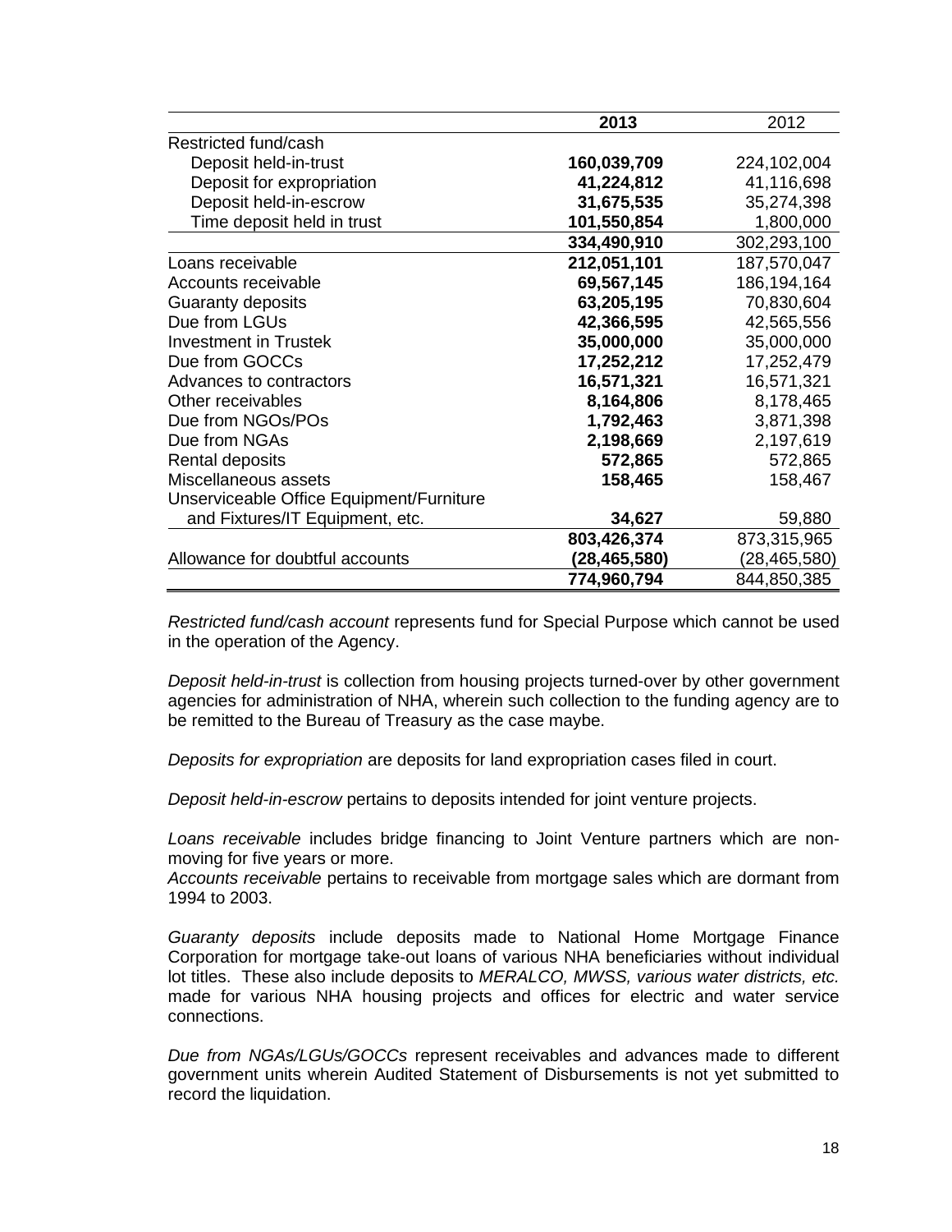| | **2013** | 2012 |
|---|---|---|
| Restricted fund/cash | | |
| Deposit held-in-trust | **160,039,709** | 224,102,004 |
| Deposit for expropriation | **41,224,812** | 41,116,698 |
| Deposit held-in-escrow | **31,675,535** | 35,274,398 |
| Time deposit held in trust | **101,550,854** | 1,800,000 |
| | **334,490,910** | 302,293,100 |
| Loans receivable | **212,051,101** | 187,570,047 |
| Accounts receivable | **69,567,145** | 186,194,164 |
| Guaranty deposits | **63,205,195** | 70,830,604 |
| Due from LGUs | **42,366,595** | 42,565,556 |
| Investment in Trustek | **35,000,000** | 35,000,000 |
| Due from GOCCs | **17,252,212** | 17,252,479 |
| Advances to contractors | **16,571,321** | 16,571,321 |
| Other receivables | **8,164,806** | 8,178,465 |
| Due from NGOs/POs | **1,792,463** | 3,871,398 |
| Due from NGAs | **2,198,669** | 2,197,619 |
| Rental deposits | **572,865** | 572,865 |
| Miscellaneous assets | **158,465** | 158,467 |
| Unserviceable Office Equipment/Furniture and Fixtures/IT Equipment, etc. | **34,627** | 59,880 |
| | **803,426,374** | 873,315,965 |
| Allowance for doubtful accounts | **(28,465,580)** | (28,465,580) |
| | **774,960,794** | 844,850,385 |

*Restricted fund/cash account* represents fund for Special Purpose which cannot be used in the operation of the Agency.

*Deposit held-in-trust* is collection from housing projects turned-over by other government agencies for administration of NHA, wherein such collection to the funding agency are to be remitted to the Bureau of Treasury as the case maybe.

*Deposits for expropriation* are deposits for land expropriation cases filed in court.

*Deposit held-in-escrow* pertains to deposits intended for joint venture projects.

*Loans receivable* includes bridge financing to Joint Venture partners which are non-moving for five years or more.
*Accounts receivable* pertains to receivable from mortgage sales which are dormant from 1994 to 2003.

*Guaranty deposits* include deposits made to National Home Mortgage Finance Corporation for mortgage take-out loans of various NHA beneficiaries without individual lot titles. These also include deposits to *MERALCO, MWSS, various water districts, etc.* made for various NHA housing projects and offices for electric and water service connections.

*Due from NGAs/LGUs/GOCCs* represent receivables and advances made to different government units wherein Audited Statement of Disbursements is not yet submitted to record the liquidation.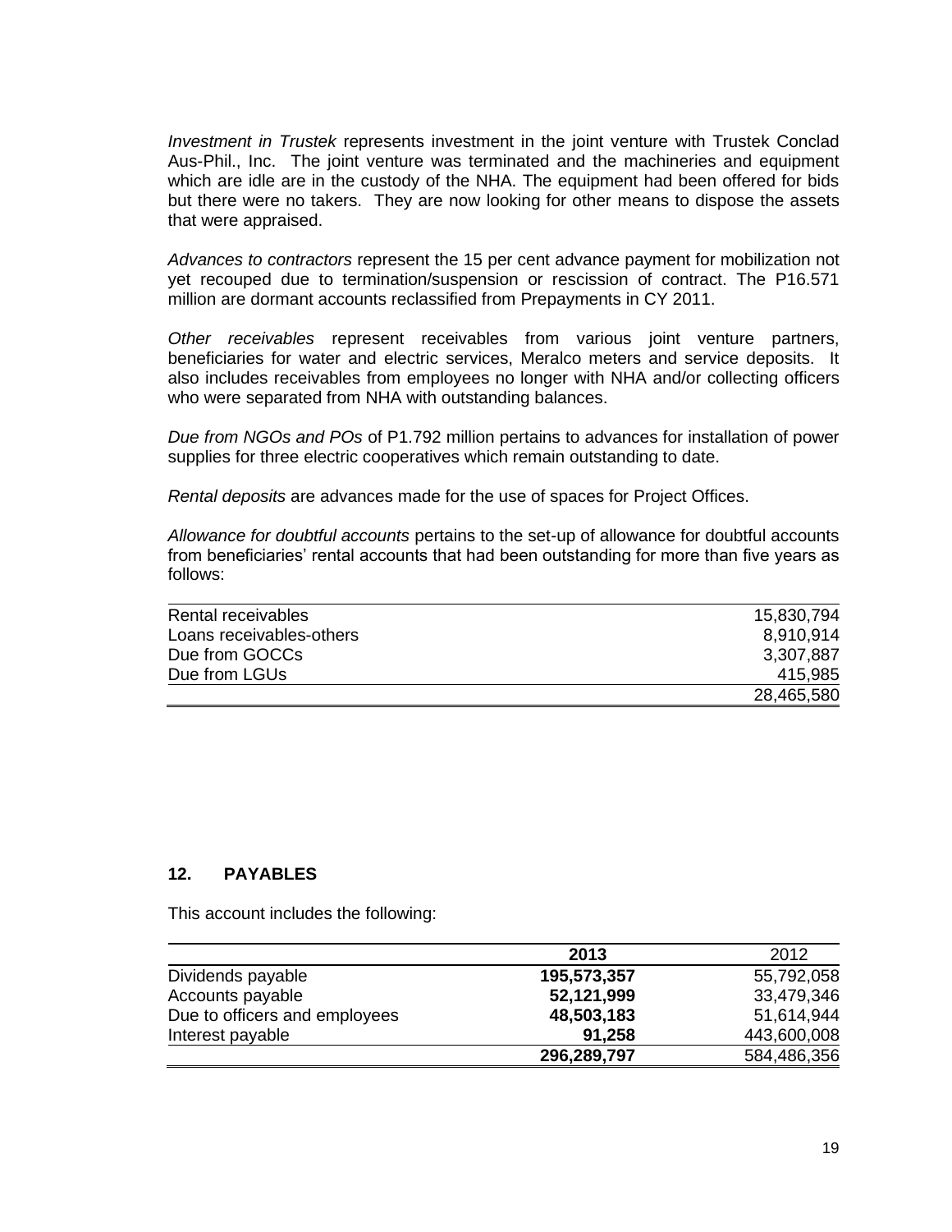*Investment in Trustek* represents investment in the joint venture with Trustek Conclad Aus-Phil., Inc. The joint venture was terminated and the machineries and equipment which are idle are in the custody of the NHA. The equipment had been offered for bids but there were no takers. They are now looking for other means to dispose the assets that were appraised.

*Advances to contractors* represent the 15 per cent advance payment for mobilization not yet recouped due to termination/suspension or rescission of contract. The P16.571 million are dormant accounts reclassified from Prepayments in CY 2011.

*Other receivables* represent receivables from various joint venture partners, beneficiaries for water and electric services, Meralco meters and service deposits. It also includes receivables from employees no longer with NHA and/or collecting officers who were separated from NHA with outstanding balances.

*Due from NGOs and POs* of P1.792 million pertains to advances for installation of power supplies for three electric cooperatives which remain outstanding to date.

*Rental deposits* are advances made for the use of spaces for Project Offices.

*Allowance for doubtful accounts* pertains to the set-up of allowance for doubtful accounts from beneficiaries' rental accounts that had been outstanding for more than five years as follows:

| | |
|---|---:|
| Rental receivables | 15,830,794 |
| Loans receivables-others | 8,910,914 |
| Due from GOCCs | 3,307,887 |
| Due from LGUs | 415,985 |
| | 28,465,580 |

## 12. PAYABLES

This account includes the following:

| | 2013 | 2012 |
|---|---:|---:|
| Dividends payable | **195,573,357** | 55,792,058 |
| Accounts payable | **52,121,999** | 33,479,346 |
| Due to officers and employees | **48,503,183** | 51,614,944 |
| Interest payable | **91,258** | 443,600,008 |
| | **296,289,797** | 584,486,356 |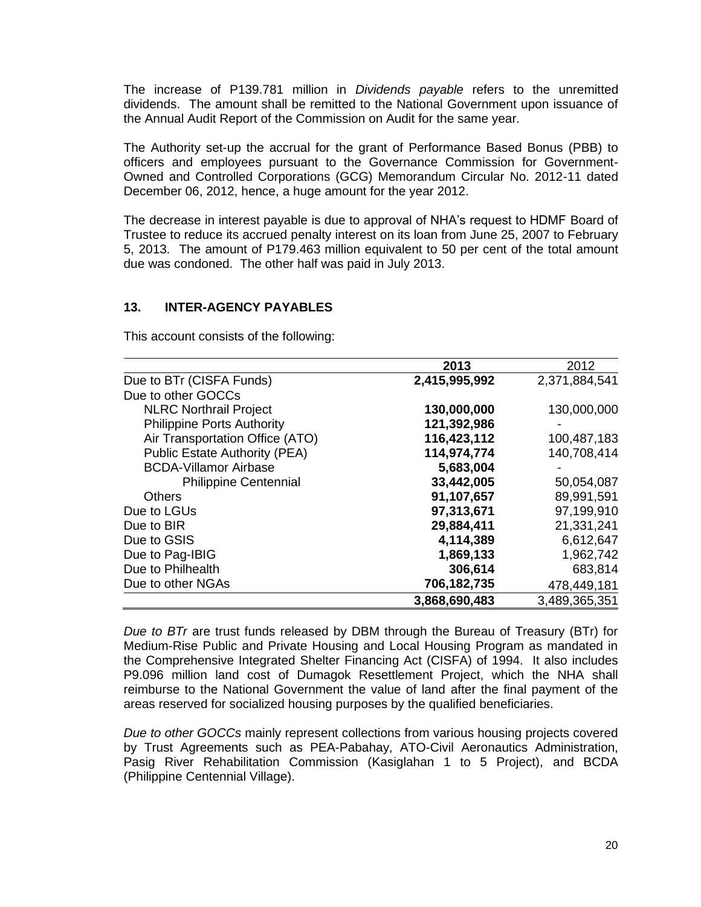The increase of P139.781 million in *Dividends payable* refers to the unremitted dividends. The amount shall be remitted to the National Government upon issuance of the Annual Audit Report of the Commission on Audit for the same year.

The Authority set-up the accrual for the grant of Performance Based Bonus (PBB) to officers and employees pursuant to the Governance Commission for Government-Owned and Controlled Corporations (GCG) Memorandum Circular No. 2012-11 dated December 06, 2012, hence, a huge amount for the year 2012.

The decrease in interest payable is due to approval of NHA's request to HDMF Board of Trustee to reduce its accrued penalty interest on its loan from June 25, 2007 to February 5, 2013. The amount of P179.463 million equivalent to 50 per cent of the total amount due was condoned. The other half was paid in July 2013.

## 13. INTER-AGENCY PAYABLES

This account consists of the following:

| | **2013** | 2012 |
|---|---|---|
| Due to BTr (CISFA Funds) | **2,415,995,992** | 2,371,884,541 |
| Due to other GOCCs | | |
| NLRC Northrail Project | **130,000,000** | 130,000,000 |
| Philippine Ports Authority | **121,392,986** | - |
| Air Transportation Office (ATO) | **116,423,112** | 100,487,183 |
| Public Estate Authority (PEA) | **114,974,774** | 140,708,414 |
| BCDA-Villamor Airbase | **5,683,004** | - |
| Philippine Centennial | **33,442,005** | 50,054,087 |
| Others | **91,107,657** | 89,991,591 |
| Due to LGUs | **97,313,671** | 97,199,910 |
| Due to BIR | **29,884,411** | 21,331,241 |
| Due to GSIS | **4,114,389** | 6,612,647 |
| Due to Pag-IBIG | **1,869,133** | 1,962,742 |
| Due to Philhealth | **306,614** | 683,814 |
| Due to other NGAs | **706,182,735** | 478,449,181 |
| | **3,868,690,483** | 3,489,365,351 |

*Due to BTr* are trust funds released by DBM through the Bureau of Treasury (BTr) for Medium-Rise Public and Private Housing and Local Housing Program as mandated in the Comprehensive Integrated Shelter Financing Act (CISFA) of 1994. It also includes P9.096 million land cost of Dumagok Resettlement Project, which the NHA shall reimburse to the National Government the value of land after the final payment of the areas reserved for socialized housing purposes by the qualified beneficiaries.

*Due to other GOCCs* mainly represent collections from various housing projects covered by Trust Agreements such as PEA-Pabahay, ATO-Civil Aeronautics Administration, Pasig River Rehabilitation Commission (Kasiglahan 1 to 5 Project), and BCDA (Philippine Centennial Village).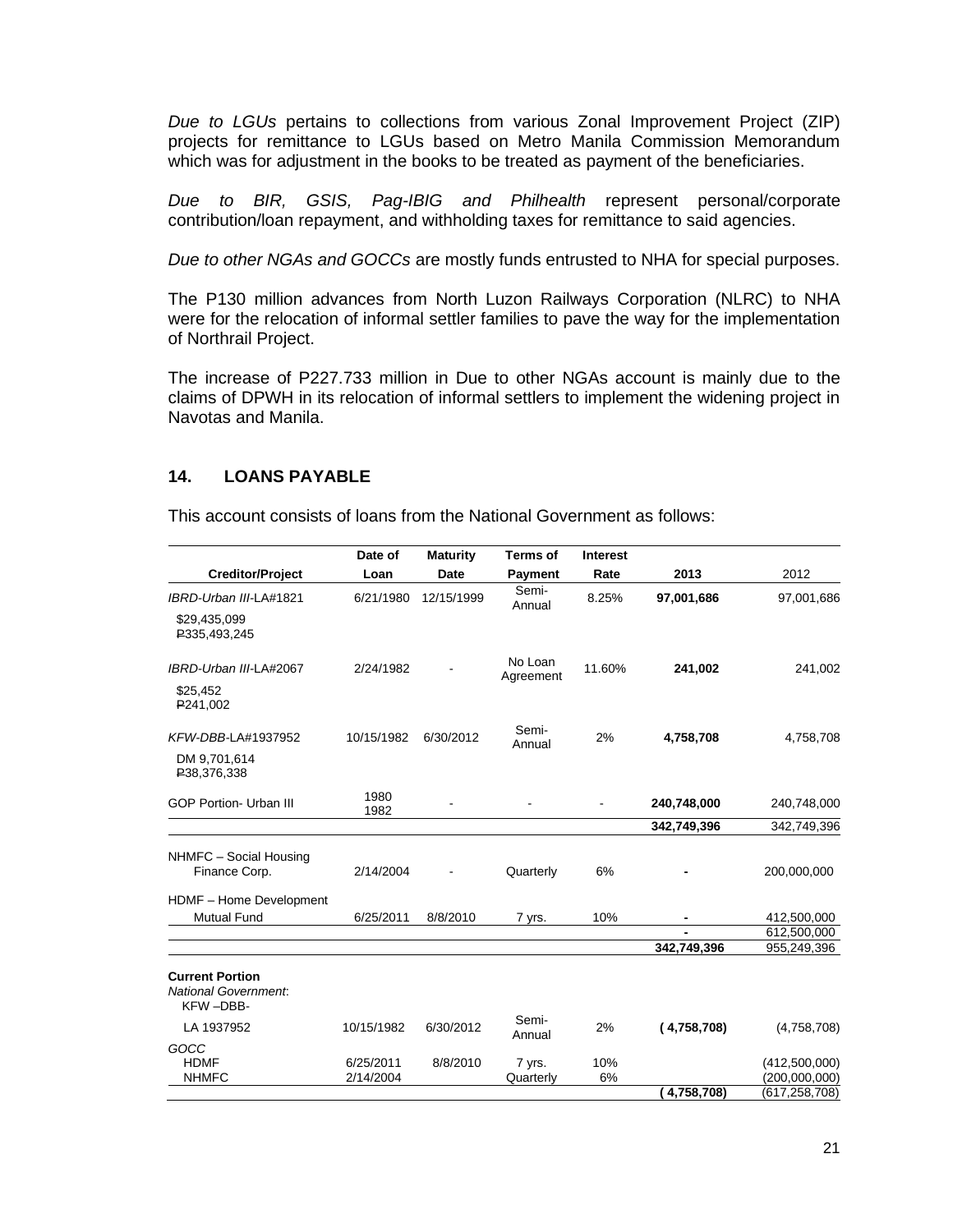*Due to LGUs* pertains to collections from various Zonal Improvement Project (ZIP) projects for remittance to LGUs based on Metro Manila Commission Memorandum which was for adjustment in the books to be treated as payment of the beneficiaries.

*Due to BIR, GSIS, Pag-IBIG and Philhealth* represent personal/corporate contribution/loan repayment, and withholding taxes for remittance to said agencies.

*Due to other NGAs and GOCCs* are mostly funds entrusted to NHA for special purposes.

The P130 million advances from North Luzon Railways Corporation (NLRC) to NHA were for the relocation of informal settler families to pave the way for the implementation of Northrail Project.

The increase of P227.733 million in Due to other NGAs account is mainly due to the claims of DPWH in its relocation of informal settlers to implement the widening project in Navotas and Manila.

## 14. LOANS PAYABLE

This account consists of loans from the National Government as follows:

| Creditor/Project | Date of Loan | Maturity Date | Terms of Payment | Interest Rate | 2013 | 2012 |
|---|---|---|---|---|---|---|
| *IBRD-Urban III*-LA#1821<br>$29,435,099<br>₱335,493,245 | 6/21/1980 | 12/15/1999 | Semi-Annual | 8.25% | **97,001,686** | 97,001,686 |
| *IBRD-Urban III*-LA#2067<br>$25,452<br>₱241,002 | 2/24/1982 | - | No Loan Agreement | 11.60% | **241,002** | 241,002 |
| *KFW-DBB*-LA#1937952<br>DM 9,701,614<br>₱38,376,338 | 10/15/1982 | 6/30/2012 | Semi-Annual | 2% | **4,758,708** | 4,758,708 |
| GOP Portion- Urban III | 1980<br>1982 | - | - | - | **240,748,000** | 240,748,000 |
| | | | | | **342,749,396** | 342,749,396 |
| NHMFC – Social Housing Finance Corp. | 2/14/2004 | - | Quarterly | 6% | **-** | 200,000,000 |
| HDMF – Home Development Mutual Fund | 6/25/2011 | 8/8/2010 | 7 yrs. | 10% | **-** | 412,500,000 |
| | | | | | **-** | 612,500,000 |
| | | | | | **342,749,396** | 955,249,396 |
| **Current Portion**<br>*National Government*:<br>KFW –DBB- | | | | | | |
| LA 1937952 | 10/15/1982 | 6/30/2012 | Semi-Annual | 2% | **( 4,758,708)** | (4,758,708) |
| *GOCC* | | | | | | |
| HDMF | 6/25/2011 | 8/8/2010 | 7 yrs. | 10% | | (412,500,000) |
| NHMFC | 2/14/2004 | | Quarterly | 6% | | (200,000,000) |
| | | | | | **( 4,758,708)** | (617,258,708) |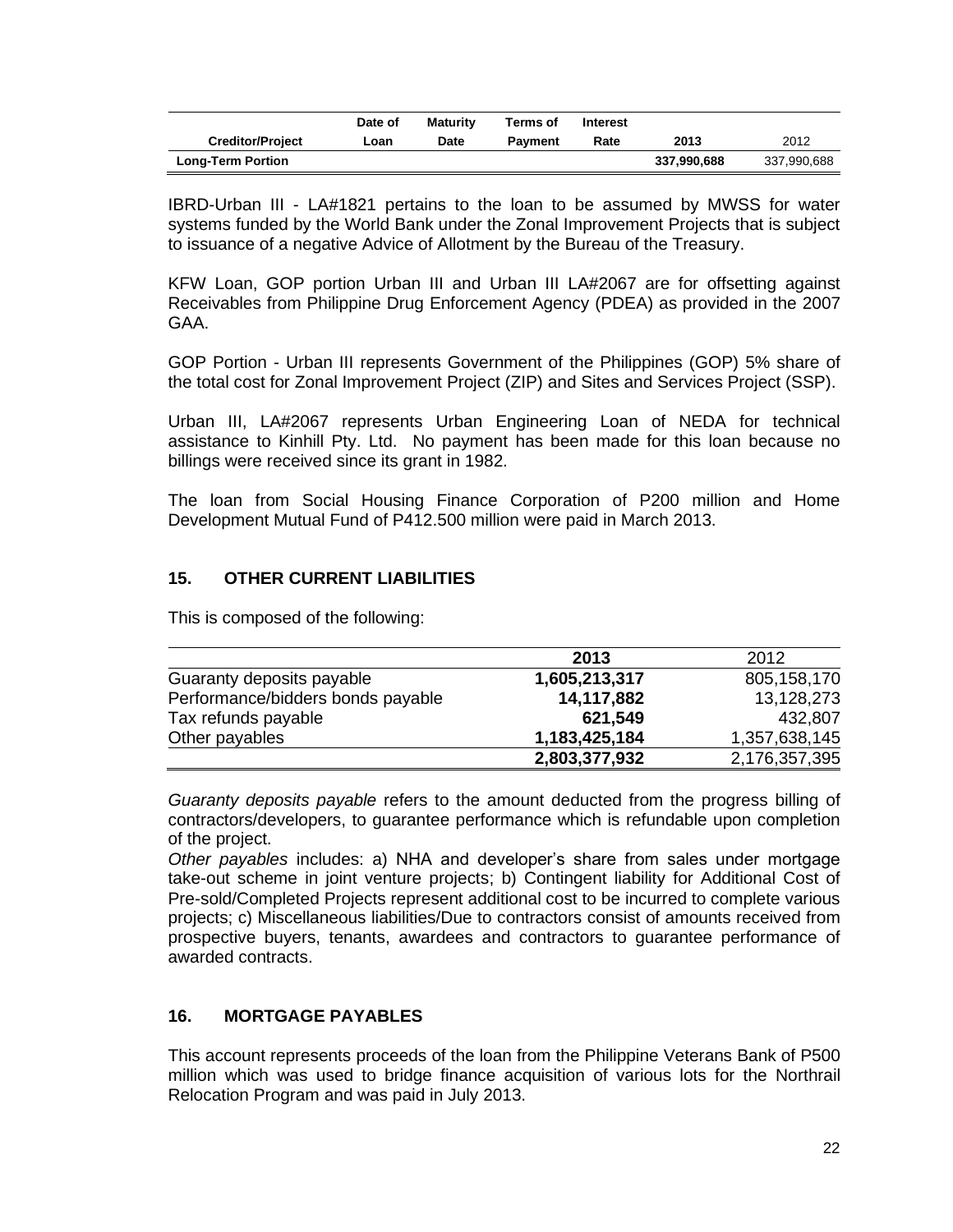| Creditor/Project | Date of Loan | Maturity Date | Terms of Payment | Interest Rate | 2013 | 2012 |
|---|---|---|---|---|---|---|
| **Long-Term Portion** | | | | | **337,990,688** | 337,990,688 |

IBRD-Urban III - LA#1821 pertains to the loan to be assumed by MWSS for water systems funded by the World Bank under the Zonal Improvement Projects that is subject to issuance of a negative Advice of Allotment by the Bureau of the Treasury.

KFW Loan, GOP portion Urban III and Urban III LA#2067 are for offsetting against Receivables from Philippine Drug Enforcement Agency (PDEA) as provided in the 2007 GAA.

GOP Portion - Urban III represents Government of the Philippines (GOP) 5% share of the total cost for Zonal Improvement Project (ZIP) and Sites and Services Project (SSP).

Urban III, LA#2067 represents Urban Engineering Loan of NEDA for technical assistance to Kinhill Pty. Ltd. No payment has been made for this loan because no billings were received since its grant in 1982.

The loan from Social Housing Finance Corporation of P200 million and Home Development Mutual Fund of P412.500 million were paid in March 2013.

## 15. OTHER CURRENT LIABILITIES

This is composed of the following:

| | 2013 | 2012 |
|---|---|---|
| Guaranty deposits payable | **1,605,213,317** | 805,158,170 |
| Performance/bidders bonds payable | **14,117,882** | 13,128,273 |
| Tax refunds payable | **621,549** | 432,807 |
| Other payables | **1,183,425,184** | 1,357,638,145 |
| | **2,803,377,932** | 2,176,357,395 |

*Guaranty deposits payable* refers to the amount deducted from the progress billing of contractors/developers, to guarantee performance which is refundable upon completion of the project.

*Other payables* includes: a) NHA and developer's share from sales under mortgage take-out scheme in joint venture projects; b) Contingent liability for Additional Cost of Pre-sold/Completed Projects represent additional cost to be incurred to complete various projects; c) Miscellaneous liabilities/Due to contractors consist of amounts received from prospective buyers, tenants, awardees and contractors to guarantee performance of awarded contracts.

## 16. MORTGAGE PAYABLES

This account represents proceeds of the loan from the Philippine Veterans Bank of P500 million which was used to bridge finance acquisition of various lots for the Northrail Relocation Program and was paid in July 2013.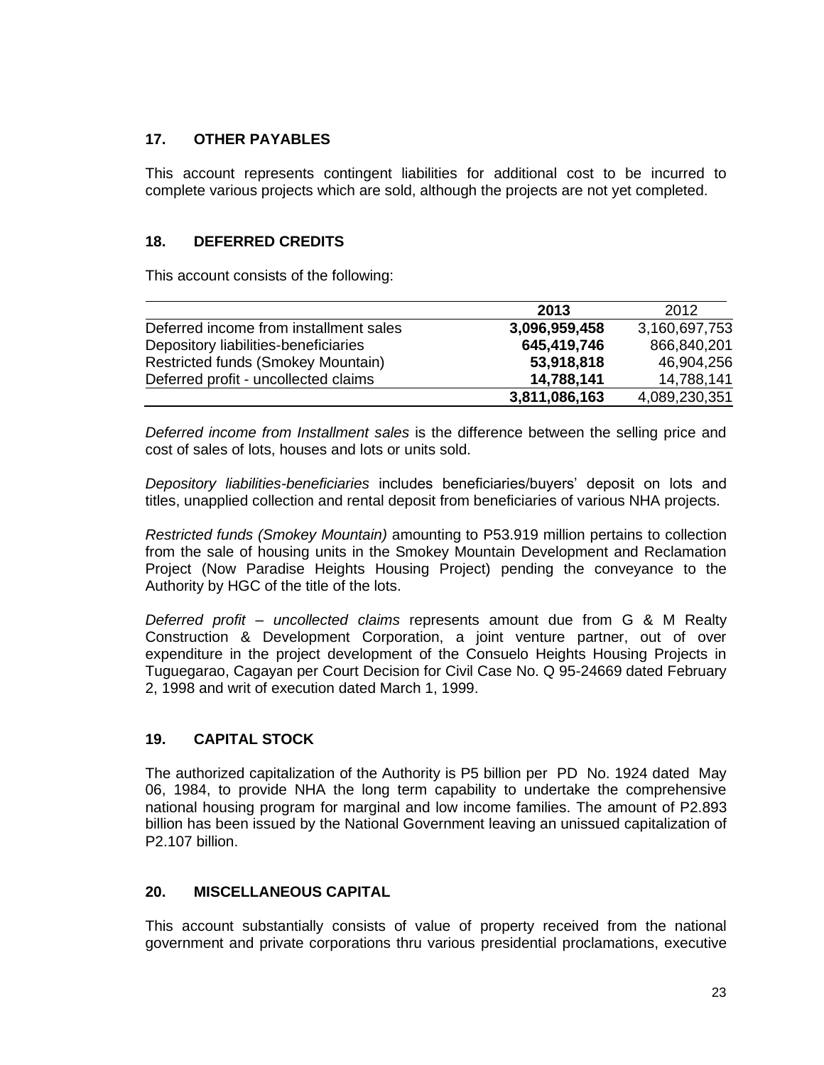## 17. OTHER PAYABLES

This account represents contingent liabilities for additional cost to be incurred to complete various projects which are sold, although the projects are not yet completed.

## 18. DEFERRED CREDITS

This account consists of the following:

| | 2013 | 2012 |
|---|---|---|
| Deferred income from installment sales | **3,096,959,458** | 3,160,697,753 |
| Depository liabilities-beneficiaries | **645,419,746** | 866,840,201 |
| Restricted funds (Smokey Mountain) | **53,918,818** | 46,904,256 |
| Deferred profit - uncollected claims | **14,788,141** | 14,788,141 |
| | **3,811,086,163** | 4,089,230,351 |

*Deferred income from Installment sales* is the difference between the selling price and cost of sales of lots, houses and lots or units sold.

*Depository liabilities-beneficiaries* includes beneficiaries/buyers' deposit on lots and titles, unapplied collection and rental deposit from beneficiaries of various NHA projects.

*Restricted funds (Smokey Mountain)* amounting to P53.919 million pertains to collection from the sale of housing units in the Smokey Mountain Development and Reclamation Project (Now Paradise Heights Housing Project) pending the conveyance to the Authority by HGC of the title of the lots.

*Deferred profit – uncollected claims* represents amount due from G & M Realty Construction & Development Corporation, a joint venture partner, out of over expenditure in the project development of the Consuelo Heights Housing Projects in Tuguegarao, Cagayan per Court Decision for Civil Case No. Q 95-24669 dated February 2, 1998 and writ of execution dated March 1, 1999.

## 19. CAPITAL STOCK

The authorized capitalization of the Authority is P5 billion per PD No. 1924 dated May 06, 1984, to provide NHA the long term capability to undertake the comprehensive national housing program for marginal and low income families. The amount of P2.893 billion has been issued by the National Government leaving an unissued capitalization of P2.107 billion.

## 20. MISCELLANEOUS CAPITAL

This account substantially consists of value of property received from the national government and private corporations thru various presidential proclamations, executive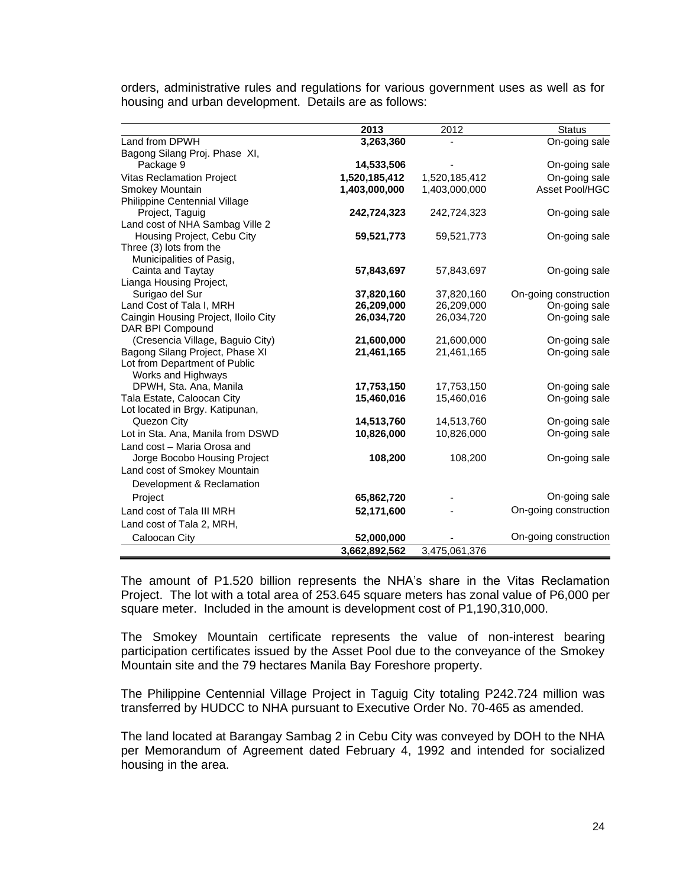orders, administrative rules and regulations for various government uses as well as for housing and urban development. Details are as follows:

| | 2013 | 2012 | Status |
|---|---|---|---|
| Land from DPWH | **3,263,360** | - | On-going sale |
| Bagong Silang Proj. Phase XI, Package 9 | **14,533,506** | - | On-going sale |
| Vitas Reclamation Project | **1,520,185,412** | 1,520,185,412 | On-going sale |
| Smokey Mountain | **1,403,000,000** | 1,403,000,000 | Asset Pool/HGC |
| Philippine Centennial Village Project, Taguig | **242,724,323** | 242,724,323 | On-going sale |
| Land cost of NHA Sambag Ville 2 Housing Project, Cebu City | **59,521,773** | 59,521,773 | On-going sale |
| Three (3) lots from the Municipalities of Pasig, Cainta and Taytay | **57,843,697** | 57,843,697 | On-going sale |
| Lianga Housing Project, Surigao del Sur | **37,820,160** | 37,820,160 | On-going construction |
| Land Cost of Tala I, MRH | **26,209,000** | 26,209,000 | On-going sale |
| Caingin Housing Project, Iloilo City | **26,034,720** | 26,034,720 | On-going sale |
| DAR BPI Compound (Cresencia Village, Baguio City) | **21,600,000** | 21,600,000 | On-going sale |
| Bagong Silang Project, Phase XI | **21,461,165** | 21,461,165 | On-going sale |
| Lot from Department of Public Works and Highways DPWH, Sta. Ana, Manila | **17,753,150** | 17,753,150 | On-going sale |
| Tala Estate, Caloocan City | **15,460,016** | 15,460,016 | On-going sale |
| Lot located in Brgy. Katipunan, Quezon City | **14,513,760** | 14,513,760 | On-going sale |
| Lot in Sta. Ana, Manila from DSWD | **10,826,000** | 10,826,000 | On-going sale |
| Land cost – Maria Orosa and Jorge Bocobo Housing Project | **108,200** | 108,200 | On-going sale |
| Land cost of Smokey Mountain Development & Reclamation Project | **65,862,720** | - | On-going sale |
| Land cost of Tala III MRH | **52,171,600** | - | On-going construction |
| Land cost of Tala 2, MRH, Caloocan City | **52,000,000** | - | On-going construction |
| | **3,662,892,562** | 3,475,061,376 | |

The amount of P1.520 billion represents the NHA's share in the Vitas Reclamation Project. The lot with a total area of 253.645 square meters has zonal value of P6,000 per square meter. Included in the amount is development cost of P1,190,310,000.

The Smokey Mountain certificate represents the value of non-interest bearing participation certificates issued by the Asset Pool due to the conveyance of the Smokey Mountain site and the 79 hectares Manila Bay Foreshore property.

The Philippine Centennial Village Project in Taguig City totaling P242.724 million was transferred by HUDCC to NHA pursuant to Executive Order No. 70-465 as amended.

The land located at Barangay Sambag 2 in Cebu City was conveyed by DOH to the NHA per Memorandum of Agreement dated February 4, 1992 and intended for socialized housing in the area.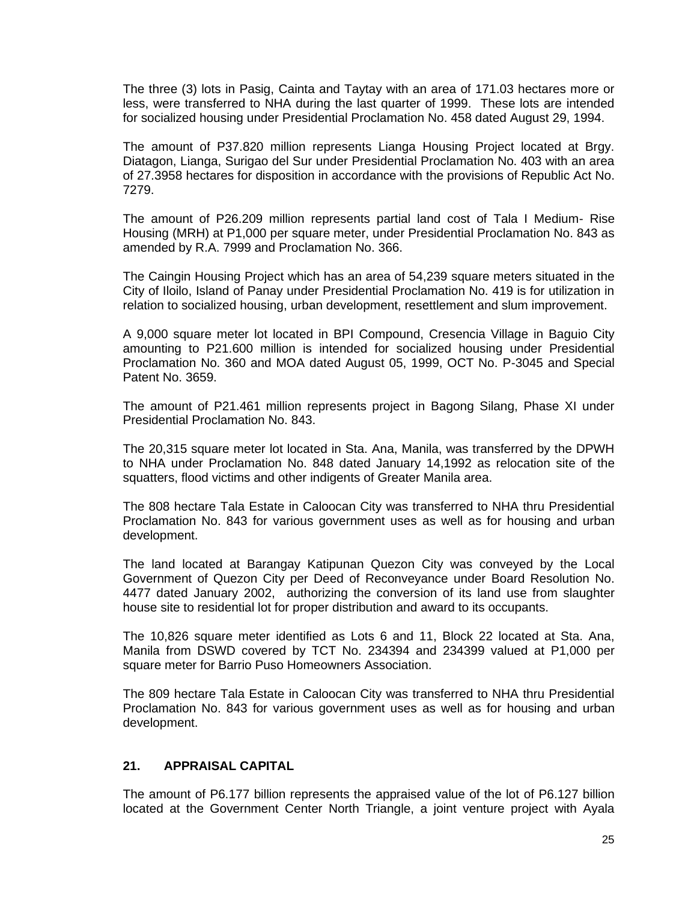The three (3) lots in Pasig, Cainta and Taytay with an area of 171.03 hectares more or less, were transferred to NHA during the last quarter of 1999. These lots are intended for socialized housing under Presidential Proclamation No. 458 dated August 29, 1994.

The amount of P37.820 million represents Lianga Housing Project located at Brgy. Diatagon, Lianga, Surigao del Sur under Presidential Proclamation No. 403 with an area of 27.3958 hectares for disposition in accordance with the provisions of Republic Act No. 7279.

The amount of P26.209 million represents partial land cost of Tala I Medium- Rise Housing (MRH) at P1,000 per square meter, under Presidential Proclamation No. 843 as amended by R.A. 7999 and Proclamation No. 366.

The Caingin Housing Project which has an area of 54,239 square meters situated in the City of Iloilo, Island of Panay under Presidential Proclamation No. 419 is for utilization in relation to socialized housing, urban development, resettlement and slum improvement.

A 9,000 square meter lot located in BPI Compound, Cresencia Village in Baguio City amounting to P21.600 million is intended for socialized housing under Presidential Proclamation No. 360 and MOA dated August 05, 1999, OCT No. P-3045 and Special Patent No. 3659.

The amount of P21.461 million represents project in Bagong Silang, Phase XI under Presidential Proclamation No. 843.

The 20,315 square meter lot located in Sta. Ana, Manila, was transferred by the DPWH to NHA under Proclamation No. 848 dated January 14,1992 as relocation site of the squatters, flood victims and other indigents of Greater Manila area.

The 808 hectare Tala Estate in Caloocan City was transferred to NHA thru Presidential Proclamation No. 843 for various government uses as well as for housing and urban development.

The land located at Barangay Katipunan Quezon City was conveyed by the Local Government of Quezon City per Deed of Reconveyance under Board Resolution No. 4477 dated January 2002, authorizing the conversion of its land use from slaughter house site to residential lot for proper distribution and award to its occupants.

The 10,826 square meter identified as Lots 6 and 11, Block 22 located at Sta. Ana, Manila from DSWD covered by TCT No. 234394 and 234399 valued at P1,000 per square meter for Barrio Puso Homeowners Association.

The 809 hectare Tala Estate in Caloocan City was transferred to NHA thru Presidential Proclamation No. 843 for various government uses as well as for housing and urban development.

## 21. APPRAISAL CAPITAL

The amount of P6.177 billion represents the appraised value of the lot of P6.127 billion located at the Government Center North Triangle, a joint venture project with Ayala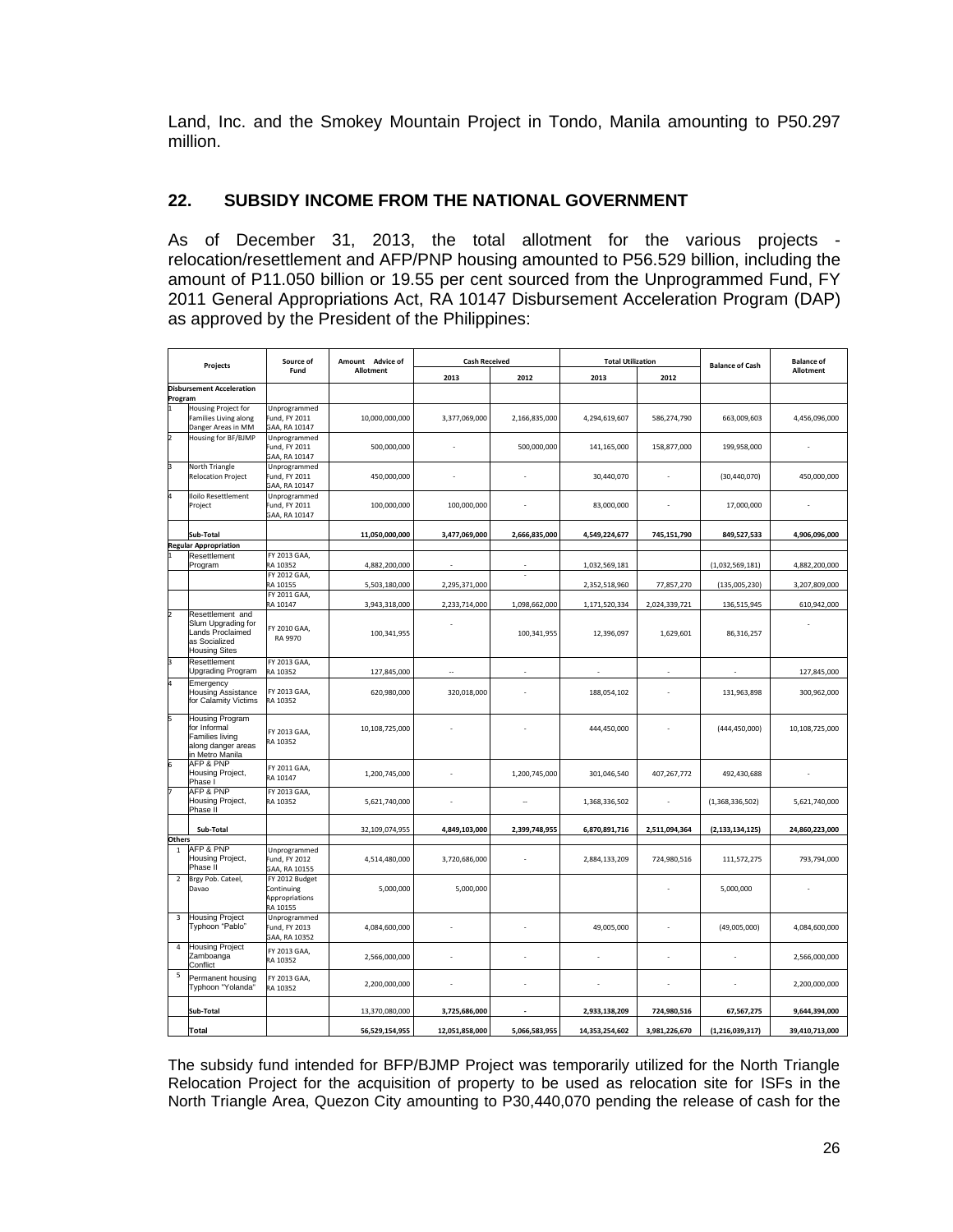Land, Inc. and the Smokey Mountain Project in Tondo, Manila amounting to P50.297 million.

## 22. SUBSIDY INCOME FROM THE NATIONAL GOVERNMENT

As of December 31, 2013, the total allotment for the various projects - relocation/resettlement and AFP/PNP housing amounted to P56.529 billion, including the amount of P11.050 billion or 19.55 per cent sourced from the Unprogrammed Fund, FY 2011 General Appropriations Act, RA 10147 Disbursement Acceleration Program (DAP) as approved by the President of the Philippines:

| | Projects | Source of Fund | Amount Advice of Allotment | Cash Received | | Total Utilization | | Balance of Cash | Balance of Allotment |
|---|---|---|---|---|---|---|---|---|---|
| | | | | 2013 | 2012 | 2013 | 2012 | | |
| **Disbursement Acceleration Program** | | | | | | | | | |
| 1 | Housing Project for Families Living along Danger Areas in MM | Unprogrammed Fund, FY 2011 GAA, RA 10147 | 10,000,000,000 | 3,377,069,000 | 2,166,835,000 | 4,294,619,607 | 586,274,790 | 663,009,603 | 4,456,096,000 |
| 2 | Housing for BF/BJMP | Unprogrammed Fund, FY 2011 GAA, RA 10147 | 500,000,000 | - | 500,000,000 | 141,165,000 | 158,877,000 | 199,958,000 | - |
| 3 | North Triangle Relocation Project | Unprogrammed Fund, FY 2011 GAA, RA 10147 | 450,000,000 | - | - | 30,440,070 | - | (30,440,070) | 450,000,000 |
| 4 | Iloilo Resettlement Project | Unprogrammed Fund, FY 2011 GAA, RA 10147 | 100,000,000 | 100,000,000 | - | 83,000,000 | - | 17,000,000 | - |
| | **Sub-Total** | | **11,050,000,000** | **3,477,069,000** | **2,666,835,000** | **4,549,224,677** | **745,151,790** | **849,527,533** | **4,906,096,000** |
| **Regular Appropriation** | | | | | | | | | |
| 1 | Resettlement Program | FY 2013 GAA, RA 10352 | 4,882,200,000 | - | - | 1,032,569,181 | | (1,032,569,181) | 4,882,200,000 |
| | | FY 2012 GAA, RA 10155 | 5,503,180,000 | 2,295,371,000 | - | 2,352,518,960 | 77,857,270 | (135,005,230) | 3,207,809,000 |
| | | FY 2011 GAA, RA 10147 | 3,943,318,000 | 2,233,714,000 | 1,098,662,000 | 1,171,520,334 | 2,024,339,721 | 136,515,945 | 610,942,000 |
| 2 | Resettlement and Slum Upgrading for Lands Proclaimed as Socialized Housing Sites | FY 2010 GAA, RA 9970 | 100,341,955 | - | 100,341,955 | 12,396,097 | 1,629,601 | 86,316,257 | - |
| 3 | Resettlement Upgrading Program | FY 2013 GAA, RA 10352 | 127,845,000 | -- | - | - | - | - | 127,845,000 |
| 4 | Emergency Housing Assistance for Calamity Victims | FY 2013 GAA, RA 10352 | 620,980,000 | 320,018,000 | - | 188,054,102 | - | 131,963,898 | 300,962,000 |
| 5 | Housing Program for Informal Families living along danger areas in Metro Manila | FY 2013 GAA, RA 10352 | 10,108,725,000 | - | - | 444,450,000 | - | (444,450,000) | 10,108,725,000 |
| 6 | AFP & PNP Housing Project, Phase I | FY 2011 GAA, RA 10147 | 1,200,745,000 | - | 1,200,745,000 | 301,046,540 | 407,267,772 | 492,430,688 | - |
| 7 | AFP & PNP Housing Project, Phase II | FY 2013 GAA, RA 10352 | 5,621,740,000 | - | -- | 1,368,336,502 | - | (1,368,336,502) | 5,621,740,000 |
| | **Sub-Total** | | 32,109,074,955 | **4,849,103,000** | **2,399,748,955** | **6,870,891,716** | **2,511,094,364** | **(2,133,134,125)** | **24,860,223,000** |
| **Others** | | | | | | | | | |
| 1 | AFP & PNP Housing Project, Phase II | Unprogrammed Fund, FY 2012 GAA, RA 10155 | 4,514,480,000 | 3,720,686,000 | - | 2,884,133,209 | 724,980,516 | 111,572,275 | 793,794,000 |
| 2 | Brgy Pob. Cateel, Davao | FY 2012 Budget Continuing Appropriations RA 10155 | 5,000,000 | 5,000,000 | | | - | 5,000,000 | - |
| 3 | Housing Project Typhoon "Pablo" | Unprogrammed Fund, FY 2013 GAA, RA 10352 | 4,084,600,000 | - | - | 49,005,000 | - | (49,005,000) | 4,084,600,000 |
| 4 | Housing Project Zamboanga Conflict | FY 2013 GAA, RA 10352 | 2,566,000,000 | - | - | - | - | - | 2,566,000,000 |
| 5 | Permanent housing Typhoon "Yolanda" | FY 2013 GAA, RA 10352 | 2,200,000,000 | - | - | - | - | - | 2,200,000,000 |
| | **Sub-Total** | | 13,370,080,000 | **3,725,686,000** | **-** | **2,933,138,209** | **724,980,516** | **67,567,275** | **9,644,394,000** |
| | **Total** | | **56,529,154,955** | **12,051,858,000** | **5,066,583,955** | **14,353,254,602** | **3,981,226,670** | **(1,216,039,317)** | **39,410,713,000** |

The subsidy fund intended for BFP/BJMP Project was temporarily utilized for the North Triangle Relocation Project for the acquisition of property to be used as relocation site for ISFs in the North Triangle Area, Quezon City amounting to P30,440,070 pending the release of cash for the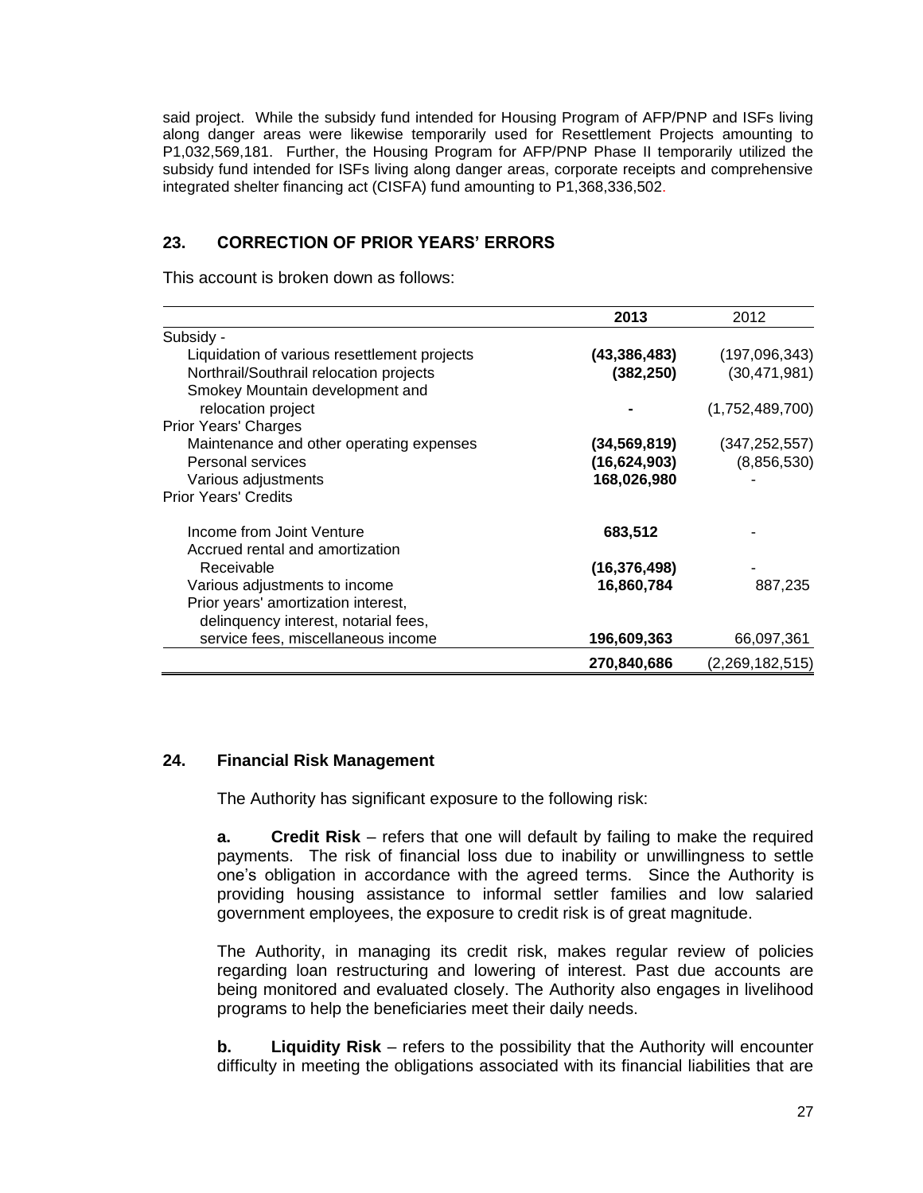said project. While the subsidy fund intended for Housing Program of AFP/PNP and ISFs living along danger areas were likewise temporarily used for Resettlement Projects amounting to P1,032,569,181. Further, the Housing Program for AFP/PNP Phase II temporarily utilized the subsidy fund intended for ISFs living along danger areas, corporate receipts and comprehensive integrated shelter financing act (CISFA) fund amounting to P1,368,336,502.

## 23. CORRECTION OF PRIOR YEARS' ERRORS

This account is broken down as follows:

| | 2013 | 2012 |
|---|---|---|
| Subsidy - | | |
| Liquidation of various resettlement projects | **(43,386,483)** | (197,096,343) |
| Northrail/Southrail relocation projects | **(382,250)** | (30,471,981) |
| Smokey Mountain development and relocation project | **-** | (1,752,489,700) |
| Prior Years' Charges | | |
| Maintenance and other operating expenses | **(34,569,819)** | (347,252,557) |
| Personal services | **(16,624,903)** | (8,856,530) |
| Various adjustments | **168,026,980** | - |
| Prior Years' Credits | | |
| Income from Joint Venture | **683,512** | - |
| Accrued rental and amortization Receivable | **(16,376,498)** | - |
| Various adjustments to income | **16,860,784** | 887,235 |
| Prior years' amortization interest, delinquency interest, notarial fees, service fees, miscellaneous income | **196,609,363** | 66,097,361 |
| | **270,840,686** | (2,269,182,515) |

## 24. Financial Risk Management

The Authority has significant exposure to the following risk:

**a. Credit Risk** – refers that one will default by failing to make the required payments. The risk of financial loss due to inability or unwillingness to settle one's obligation in accordance with the agreed terms. Since the Authority is providing housing assistance to informal settler families and low salaried government employees, the exposure to credit risk is of great magnitude.

The Authority, in managing its credit risk, makes regular review of policies regarding loan restructuring and lowering of interest. Past due accounts are being monitored and evaluated closely. The Authority also engages in livelihood programs to help the beneficiaries meet their daily needs.

**b. Liquidity Risk** – refers to the possibility that the Authority will encounter difficulty in meeting the obligations associated with its financial liabilities that are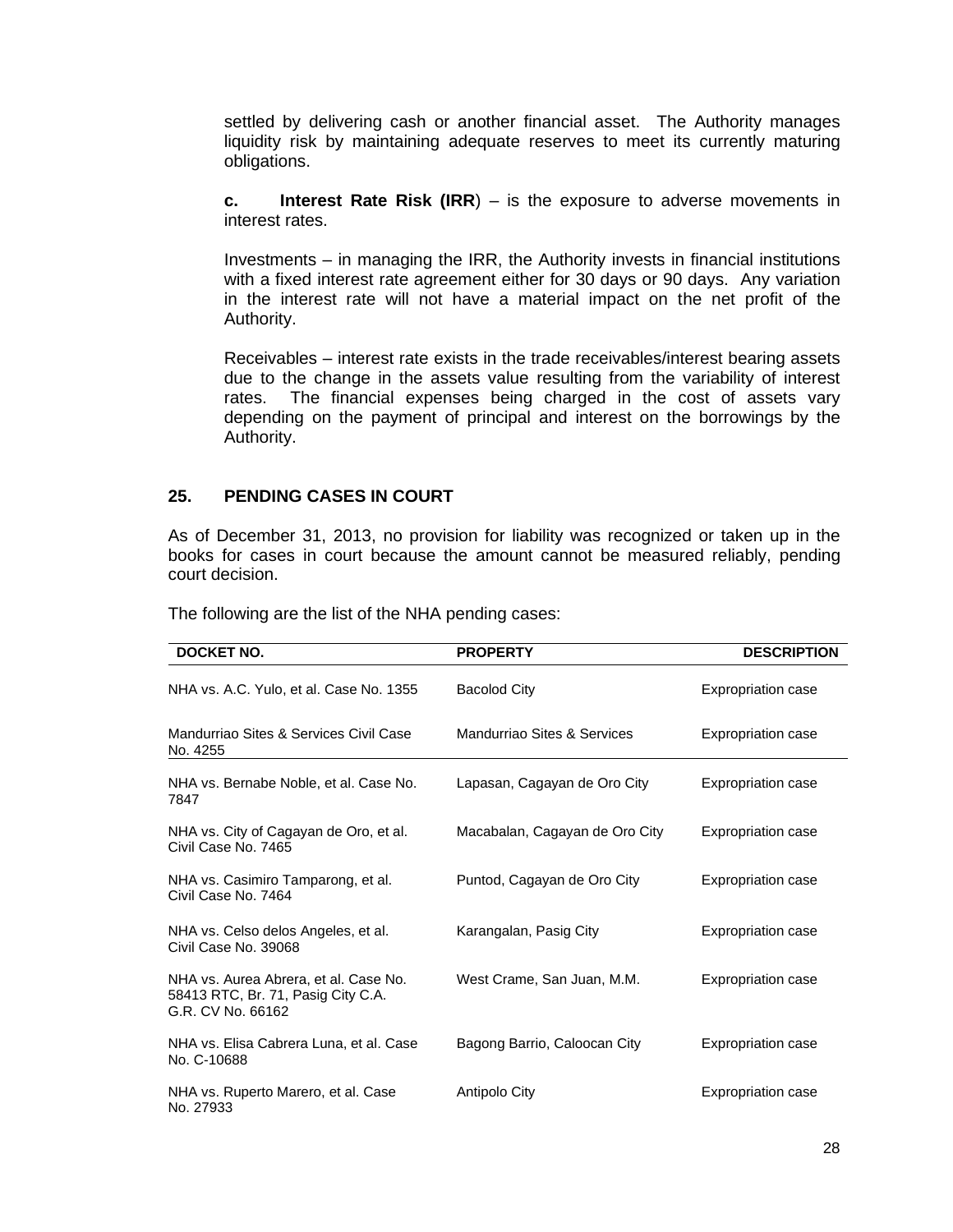settled by delivering cash or another financial asset. The Authority manages liquidity risk by maintaining adequate reserves to meet its currently maturing obligations.

**c. Interest Rate Risk (IRR**) – is the exposure to adverse movements in interest rates.

Investments – in managing the IRR, the Authority invests in financial institutions with a fixed interest rate agreement either for 30 days or 90 days. Any variation in the interest rate will not have a material impact on the net profit of the Authority.

Receivables – interest rate exists in the trade receivables/interest bearing assets due to the change in the assets value resulting from the variability of interest rates. The financial expenses being charged in the cost of assets vary depending on the payment of principal and interest on the borrowings by the Authority.

## 25. PENDING CASES IN COURT

As of December 31, 2013, no provision for liability was recognized or taken up in the books for cases in court because the amount cannot be measured reliably, pending court decision.

The following are the list of the NHA pending cases:

| DOCKET NO. | PROPERTY | DESCRIPTION |
|---|---|---|
| NHA vs. A.C. Yulo, et al. Case No. 1355 | Bacolod City | Expropriation case |
| Mandurriao Sites & Services Civil Case No. 4255 | Mandurriao Sites & Services | Expropriation case |
| NHA vs. Bernabe Noble, et al. Case No. 7847 | Lapasan, Cagayan de Oro City | Expropriation case |
| NHA vs. City of Cagayan de Oro, et al. Civil Case No. 7465 | Macabalan, Cagayan de Oro City | Expropriation case |
| NHA vs. Casimiro Tamparong, et al. Civil Case No. 7464 | Puntod, Cagayan de Oro City | Expropriation case |
| NHA vs. Celso delos Angeles, et al. Civil Case No. 39068 | Karangalan, Pasig City | Expropriation case |
| NHA vs. Aurea Abrera, et al. Case No. 58413 RTC, Br. 71, Pasig City C.A. G.R. CV No. 66162 | West Crame, San Juan, M.M. | Expropriation case |
| NHA vs. Elisa Cabrera Luna, et al. Case No. C-10688 | Bagong Barrio, Caloocan City | Expropriation case |
| NHA vs. Ruperto Marero, et al. Case No. 27933 | Antipolo City | Expropriation case |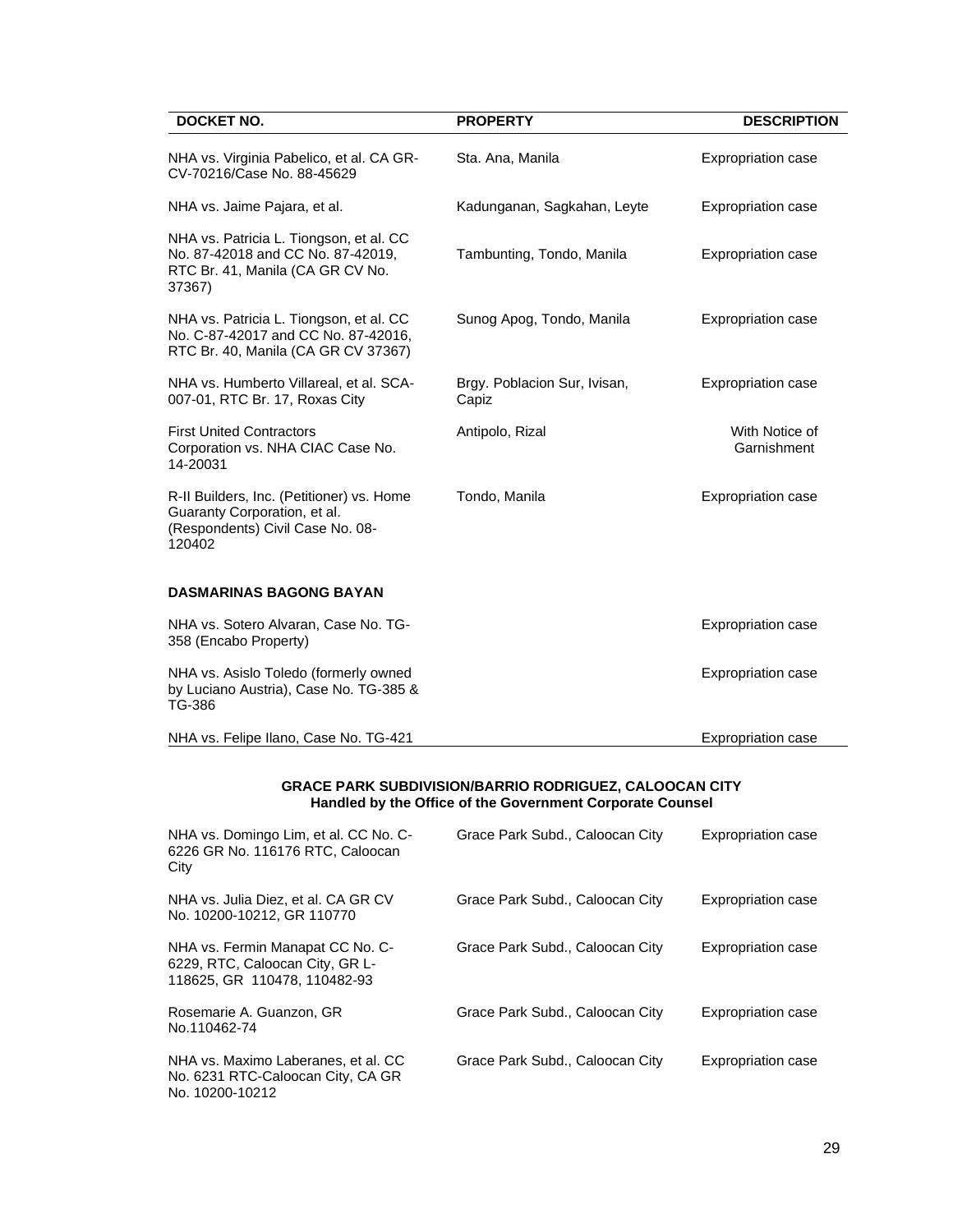| DOCKET NO. | PROPERTY | DESCRIPTION |
|---|---|---|
| NHA vs. Virginia Pabelico, et al. CA GR-CV-70216/Case No. 88-45629 | Sta. Ana, Manila | Expropriation case |
| NHA vs. Jaime Pajara, et al. | Kadunganan, Sagkahan, Leyte | Expropriation case |
| NHA vs. Patricia L. Tiongson, et al. CC No. 87-42018 and CC No. 87-42019, RTC Br. 41, Manila (CA GR CV No. 37367) | Tambunting, Tondo, Manila | Expropriation case |
| NHA vs. Patricia L. Tiongson, et al. CC No. C-87-42017 and CC No. 87-42016, RTC Br. 40, Manila (CA GR CV 37367) | Sunog Apog, Tondo, Manila | Expropriation case |
| NHA vs. Humberto Villareal, et al. SCA-007-01, RTC Br. 17, Roxas City | Brgy. Poblacion Sur, Ivisan, Capiz | Expropriation case |
| First United Contractors Corporation vs. NHA CIAC Case No. 14-20031 | Antipolo, Rizal | With Notice of Garnishment |
| R-II Builders, Inc. (Petitioner) vs. Home Guaranty Corporation, et al. (Respondents) Civil Case No. 08-120402 | Tondo, Manila | Expropriation case |
| **DASMARINAS BAGONG BAYAN** | | |
| NHA vs. Sotero Alvaran, Case No. TG-358 (Encabo Property) | | Expropriation case |
| NHA vs. Asislo Toledo (formerly owned by Luciano Austria), Case No. TG-385 & TG-386 | | Expropriation case |
| NHA vs. Felipe Ilano, Case No. TG-421 | | Expropriation case |

**GRACE PARK SUBDIVISION/BARRIO RODRIGUEZ, CALOOCAN CITY**
**Handled by the Office of the Government Corporate Counsel**

| | | |
|---|---|---|
| NHA vs. Domingo Lim, et al. CC No. C-6226 GR No. 116176 RTC, Caloocan City | Grace Park Subd., Caloocan City | Expropriation case |
| NHA vs. Julia Diez, et al. CA GR CV No. 10200-10212, GR 110770 | Grace Park Subd., Caloocan City | Expropriation case |
| NHA vs. Fermin Manapat CC No. C-6229, RTC, Caloocan City, GR L-118625, GR 110478, 110482-93 | Grace Park Subd., Caloocan City | Expropriation case |
| Rosemarie A. Guanzon, GR No.110462-74 | Grace Park Subd., Caloocan City | Expropriation case |
| NHA vs. Maximo Laberanes, et al. CC No. 6231 RTC-Caloocan City, CA GR No. 10200-10212 | Grace Park Subd., Caloocan City | Expropriation case |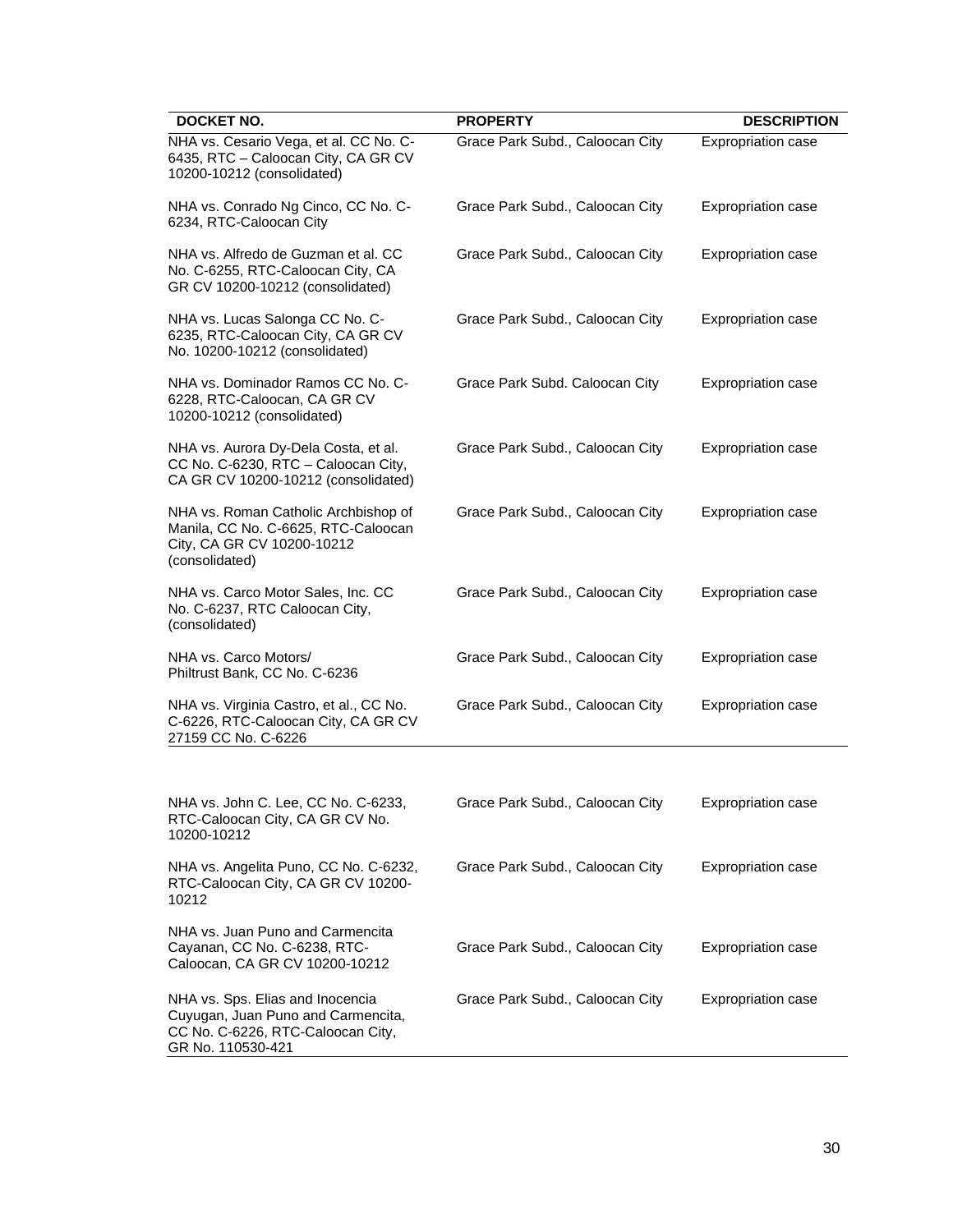| DOCKET NO. | PROPERTY | DESCRIPTION |
|---|---|---|
| NHA vs. Cesario Vega, et al. CC No. C-6435, RTC – Caloocan City, CA GR CV 10200-10212 (consolidated) | Grace Park Subd., Caloocan City | Expropriation case |
| NHA vs. Conrado Ng Cinco, CC No. C-6234, RTC-Caloocan City | Grace Park Subd., Caloocan City | Expropriation case |
| NHA vs. Alfredo de Guzman et al. CC No. C-6255, RTC-Caloocan City, CA GR CV 10200-10212 (consolidated) | Grace Park Subd., Caloocan City | Expropriation case |
| NHA vs. Lucas Salonga CC No. C-6235, RTC-Caloocan City, CA GR CV No. 10200-10212 (consolidated) | Grace Park Subd., Caloocan City | Expropriation case |
| NHA vs. Dominador Ramos CC No. C-6228, RTC-Caloocan, CA GR CV 10200-10212 (consolidated) | Grace Park Subd. Caloocan City | Expropriation case |
| NHA vs. Aurora Dy-Dela Costa, et al. CC No. C-6230, RTC – Caloocan City, CA GR CV 10200-10212 (consolidated) | Grace Park Subd., Caloocan City | Expropriation case |
| NHA vs. Roman Catholic Archbishop of Manila, CC No. C-6625, RTC-Caloocan City, CA GR CV 10200-10212 (consolidated) | Grace Park Subd., Caloocan City | Expropriation case |
| NHA vs. Carco Motor Sales, Inc. CC No. C-6237, RTC Caloocan City, (consolidated) | Grace Park Subd., Caloocan City | Expropriation case |
| NHA vs. Carco Motors/ Philtrust Bank, CC No. C-6236 | Grace Park Subd., Caloocan City | Expropriation case |
| NHA vs. Virginia Castro, et al., CC No. C-6226, RTC-Caloocan City, CA GR CV 27159 CC No. C-6226 | Grace Park Subd., Caloocan City | Expropriation case |
| NHA vs. John C. Lee, CC No. C-6233, RTC-Caloocan City, CA GR CV No. 10200-10212 | Grace Park Subd., Caloocan City | Expropriation case |
| NHA vs. Angelita Puno, CC No. C-6232, RTC-Caloocan City, CA GR CV 10200-10212 | Grace Park Subd., Caloocan City | Expropriation case |
| NHA vs. Juan Puno and Carmencita Cayanan, CC No. C-6238, RTC-Caloocan, CA GR CV 10200-10212 | Grace Park Subd., Caloocan City | Expropriation case |
| NHA vs. Sps. Elias and Inocencia Cuyugan, Juan Puno and Carmencita, CC No. C-6226, RTC-Caloocan City, GR No. 110530-421 | Grace Park Subd., Caloocan City | Expropriation case |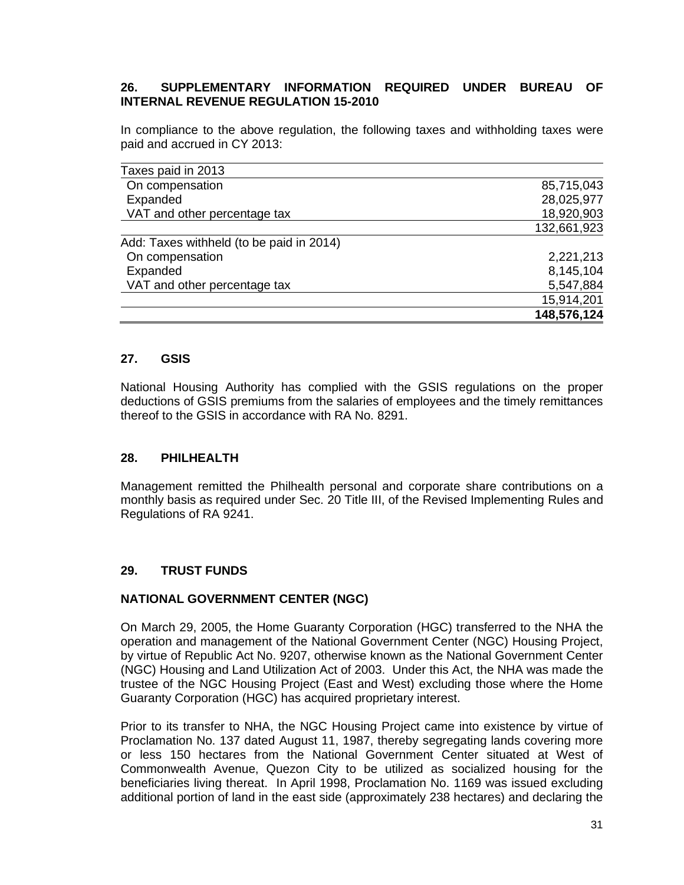## 26. SUPPLEMENTARY INFORMATION REQUIRED UNDER BUREAU OF INTERNAL REVENUE REGULATION 15-2010

In compliance to the above regulation, the following taxes and withholding taxes were paid and accrued in CY 2013:

| | |
|---|---:|
| Taxes paid in 2013 | |
| On compensation | 85,715,043 |
| Expanded | 28,025,977 |
| VAT and other percentage tax | 18,920,903 |
| | 132,661,923 |
| Add: Taxes withheld (to be paid in 2014) | |
| On compensation | 2,221,213 |
| Expanded | 8,145,104 |
| VAT and other percentage tax | 5,547,884 |
| | 15,914,201 |
| | **148,576,124** |

## 27. GSIS

National Housing Authority has complied with the GSIS regulations on the proper deductions of GSIS premiums from the salaries of employees and the timely remittances thereof to the GSIS in accordance with RA No. 8291.

## 28. PHILHEALTH

Management remitted the Philhealth personal and corporate share contributions on a monthly basis as required under Sec. 20 Title III, of the Revised Implementing Rules and Regulations of RA 9241.

## 29. TRUST FUNDS

### NATIONAL GOVERNMENT CENTER (NGC)

On March 29, 2005, the Home Guaranty Corporation (HGC) transferred to the NHA the operation and management of the National Government Center (NGC) Housing Project, by virtue of Republic Act No. 9207, otherwise known as the National Government Center (NGC) Housing and Land Utilization Act of 2003. Under this Act, the NHA was made the trustee of the NGC Housing Project (East and West) excluding those where the Home Guaranty Corporation (HGC) has acquired proprietary interest.

Prior to its transfer to NHA, the NGC Housing Project came into existence by virtue of Proclamation No. 137 dated August 11, 1987, thereby segregating lands covering more or less 150 hectares from the National Government Center situated at West of Commonwealth Avenue, Quezon City to be utilized as socialized housing for the beneficiaries living thereat. In April 1998, Proclamation No. 1169 was issued excluding additional portion of land in the east side (approximately 238 hectares) and declaring the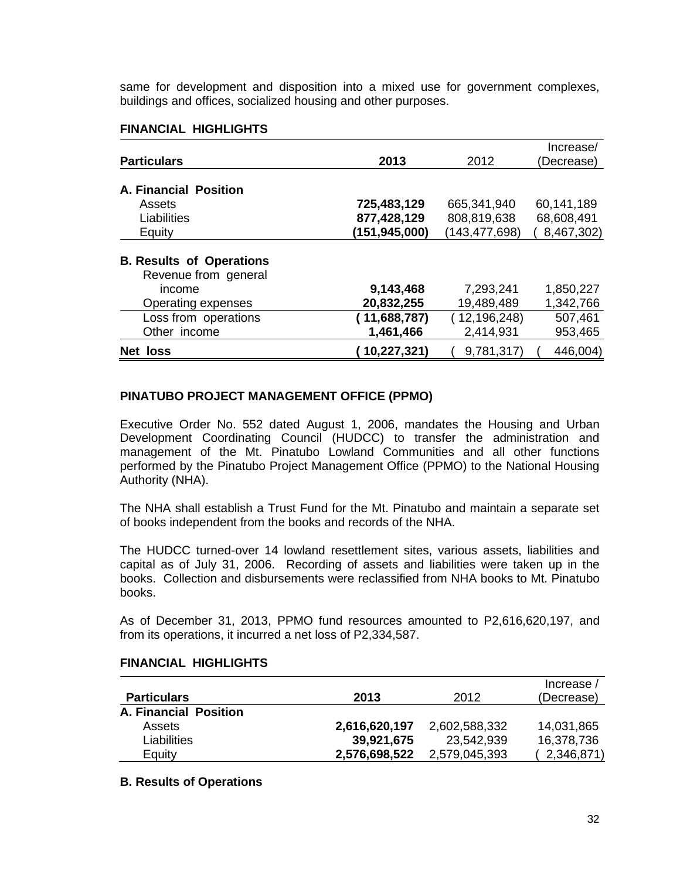same for development and disposition into a mixed use for government complexes, buildings and offices, socialized housing and other purposes.

**FINANCIAL HIGHLIGHTS**

| **Particulars** | **2013** | 2012 | Increase/ (Decrease) |
|---|---|---|---|
| **A. Financial Position** | | | |
| Assets | **725,483,129** | 665,341,940 | 60,141,189 |
| Liabilities | **877,428,129** | 808,819,638 | 68,608,491 |
| Equity | **(151,945,000)** | (143,477,698) | ( 8,467,302) |
| **B. Results of Operations** | | | |
| Revenue from general income | **9,143,468** | 7,293,241 | 1,850,227 |
| Operating expenses | **20,832,255** | 19,489,489 | 1,342,766 |
| Loss from operations | **( 11,688,787)** | ( 12,196,248) | 507,461 |
| Other income | **1,461,466** | 2,414,931 | 953,465 |
| **Net loss** | **( 10,227,321)** | ( 9,781,317) | ( 446,004) |

**PINATUBO PROJECT MANAGEMENT OFFICE (PPMO)**

Executive Order No. 552 dated August 1, 2006, mandates the Housing and Urban Development Coordinating Council (HUDCC) to transfer the administration and management of the Mt. Pinatubo Lowland Communities and all other functions performed by the Pinatubo Project Management Office (PPMO) to the National Housing Authority (NHA).

The NHA shall establish a Trust Fund for the Mt. Pinatubo and maintain a separate set of books independent from the books and records of the NHA.

The HUDCC turned-over 14 lowland resettlement sites, various assets, liabilities and capital as of July 31, 2006. Recording of assets and liabilities were taken up in the books. Collection and disbursements were reclassified from NHA books to Mt. Pinatubo books.

As of December 31, 2013, PPMO fund resources amounted to P2,616,620,197, and from its operations, it incurred a net loss of P2,334,587.

**FINANCIAL HIGHLIGHTS**

| **Particulars** | **2013** | 2012 | Increase / (Decrease) |
|---|---|---|---|
| **A. Financial Position** | | | |
| Assets | **2,616,620,197** | 2,602,588,332 | 14,031,865 |
| Liabilities | **39,921,675** | 23,542,939 | 16,378,736 |
| Equity | **2,576,698,522** | 2,579,045,393 | ( 2,346,871) |

**B. Results of Operations**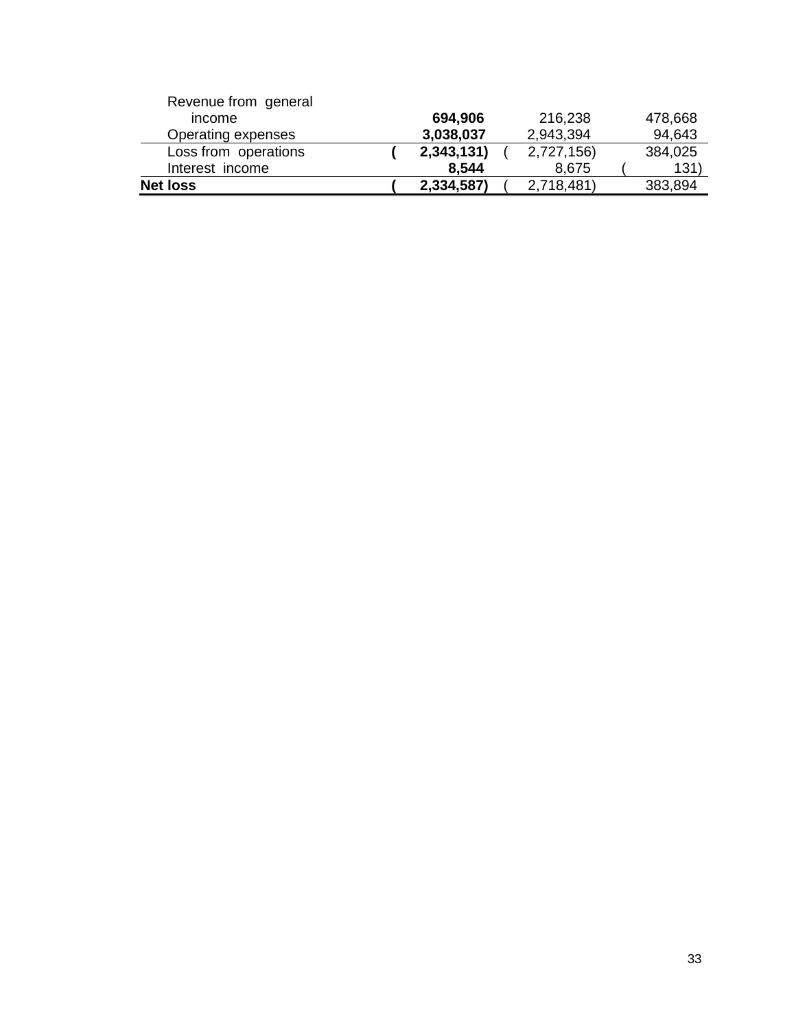| | | | |
|---|---|---|---|
| Revenue from general income | **694,906** | 216,238 | 478,668 |
| Operating expenses | **3,038,037** | 2,943,394 | 94,643 |
| Loss from operations | **(2,343,131)** | (2,727,156) | 384,025 |
| Interest income | **8,544** | 8,675 | (131) |
| **Net loss** | **(2,334,587)** | (2,718,481) | 383,894 |